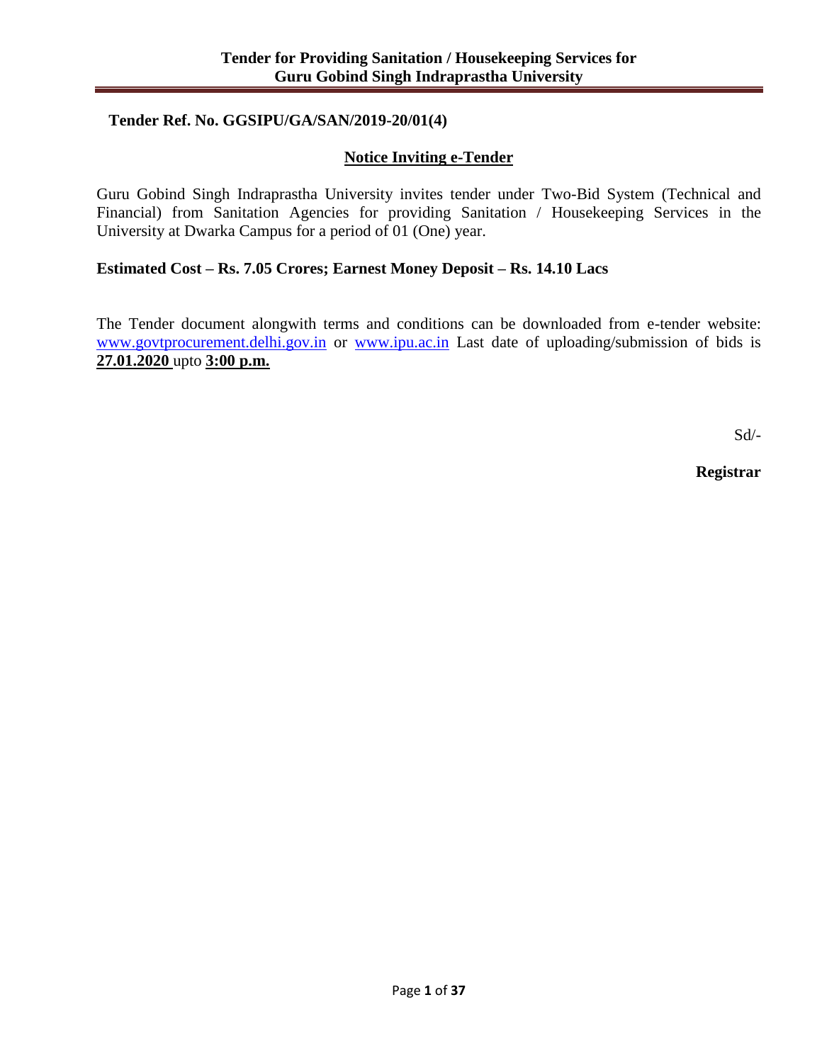# Tender for Providing Sanitation / Housekeeping Services for Guru Gobind Singh Indraprastha University

**Tender Ref. No. GGSIPU/GA/SAN/2019-20/01(4)**

## Notice Inviting e-Tender

Guru Gobind Singh Indraprastha University invites tender under Two-Bid System (Technical and Financial) from Sanitation Agencies for providing Sanitation / Housekeeping Services in the University at Dwarka Campus for a period of 01 (One) year.

**Estimated Cost – Rs. 7.05 Crores; Earnest Money Deposit – Rs. 14.10 Lacs**

The Tender document alongwith terms and conditions can be downloaded from e-tender website: www.govtprocurement.delhi.gov.in or www.ipu.ac.in Last date of uploading/submission of bids is **27.01.2020** upto **3:00 p.m.**

Sd/-

**Registrar**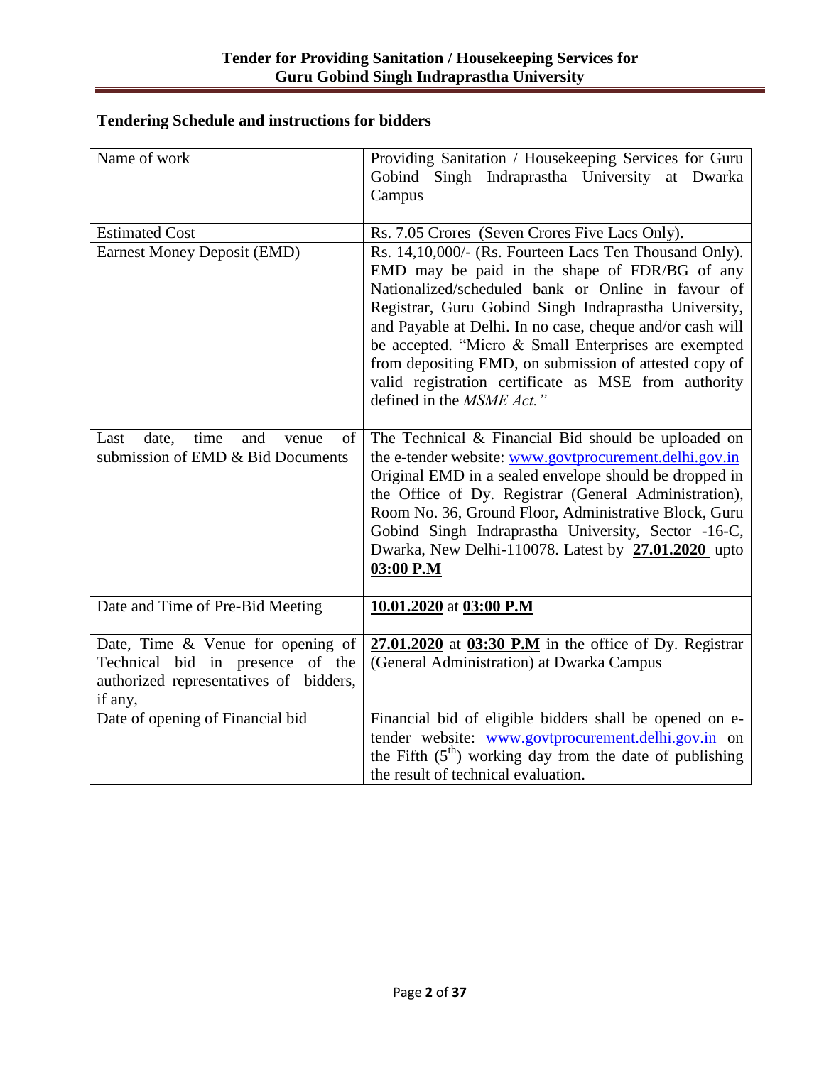## Tendering Schedule and instructions for bidders

| | |
|---|---|
| Name of work | Providing Sanitation / Housekeeping Services for Guru Gobind Singh Indraprastha University at Dwarka Campus |
| Estimated Cost | Rs. 7.05 Crores (Seven Crores Five Lacs Only). |
| Earnest Money Deposit (EMD) | Rs. 14,10,000/- (Rs. Fourteen Lacs Ten Thousand Only). EMD may be paid in the shape of FDR/BG of any Nationalized/scheduled bank or Online in favour of Registrar, Guru Gobind Singh Indraprastha University, and Payable at Delhi. In no case, cheque and/or cash will be accepted. "Micro & Small Enterprises are exempted from depositing EMD, on submission of attested copy of valid registration certificate as MSE from authority defined in the *MSME Act."* |
| Last date, time and venue of submission of EMD & Bid Documents | The Technical & Financial Bid should be uploaded on the e-tender website: www.govtprocurement.delhi.gov.in Original EMD in a sealed envelope should be dropped in the Office of Dy. Registrar (General Administration), Room No. 36, Ground Floor, Administrative Block, Guru Gobind Singh Indraprastha University, Sector -16-C, Dwarka, New Delhi-110078. Latest by **27.01.2020** upto **03:00 P.M** |
| Date and Time of Pre-Bid Meeting | **10.01.2020** at **03:00 P.M** |
| Date, Time & Venue for opening of Technical bid in presence of the authorized representatives of bidders, if any, | **27.01.2020** at **03:30 P.M** in the office of Dy. Registrar (General Administration) at Dwarka Campus |
| Date of opening of Financial bid | Financial bid of eligible bidders shall be opened on e-tender website: www.govtprocurement.delhi.gov.in on the Fifth (5th) working day from the date of publishing the result of technical evaluation. |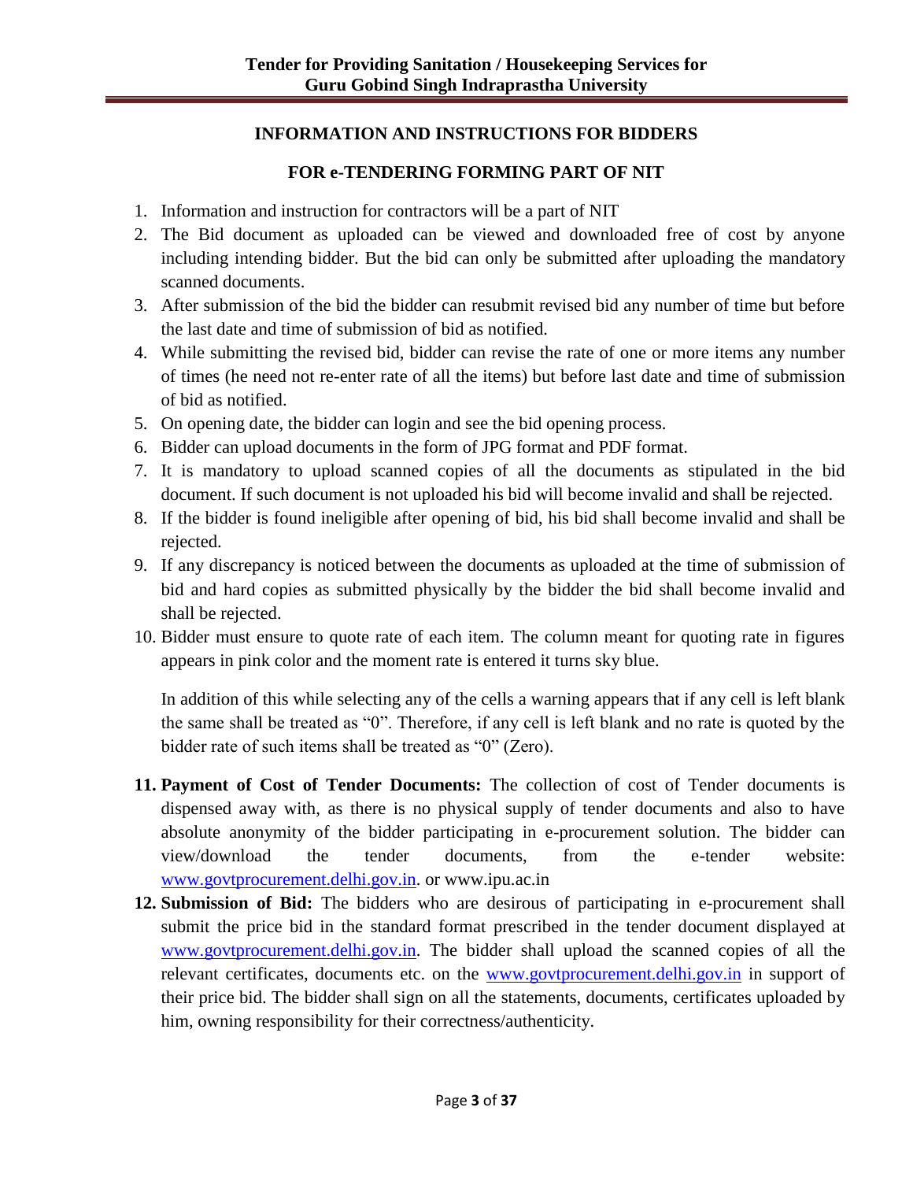## INFORMATION AND INSTRUCTIONS FOR BIDDERS

## FOR e-TENDERING FORMING PART OF NIT

1. Information and instruction for contractors will be a part of NIT
2. The Bid document as uploaded can be viewed and downloaded free of cost by anyone including intending bidder. But the bid can only be submitted after uploading the mandatory scanned documents.
3. After submission of the bid the bidder can resubmit revised bid any number of time but before the last date and time of submission of bid as notified.
4. While submitting the revised bid, bidder can revise the rate of one or more items any number of times (he need not re-enter rate of all the items) but before last date and time of submission of bid as notified.
5. On opening date, the bidder can login and see the bid opening process.
6. Bidder can upload documents in the form of JPG format and PDF format.
7. It is mandatory to upload scanned copies of all the documents as stipulated in the bid document. If such document is not uploaded his bid will become invalid and shall be rejected.
8. If the bidder is found ineligible after opening of bid, his bid shall become invalid and shall be rejected.
9. If any discrepancy is noticed between the documents as uploaded at the time of submission of bid and hard copies as submitted physically by the bidder the bid shall become invalid and shall be rejected.
10. Bidder must ensure to quote rate of each item. The column meant for quoting rate in figures appears in pink color and the moment rate is entered it turns sky blue.

    In addition of this while selecting any of the cells a warning appears that if any cell is left blank the same shall be treated as "0". Therefore, if any cell is left blank and no rate is quoted by the bidder rate of such items shall be treated as "0" (Zero).

11. **Payment of Cost of Tender Documents:** The collection of cost of Tender documents is dispensed away with, as there is no physical supply of tender documents and also to have absolute anonymity of the bidder participating in e-procurement solution. The bidder can view/download the tender documents, from the e-tender website: www.govtprocurement.delhi.gov.in. or www.ipu.ac.in
12. **Submission of Bid:** The bidders who are desirous of participating in e-procurement shall submit the price bid in the standard format prescribed in the tender document displayed at www.govtprocurement.delhi.gov.in. The bidder shall upload the scanned copies of all the relevant certificates, documents etc. on the www.govtprocurement.delhi.gov.in in support of their price bid. The bidder shall sign on all the statements, documents, certificates uploaded by him, owning responsibility for their correctness/authenticity.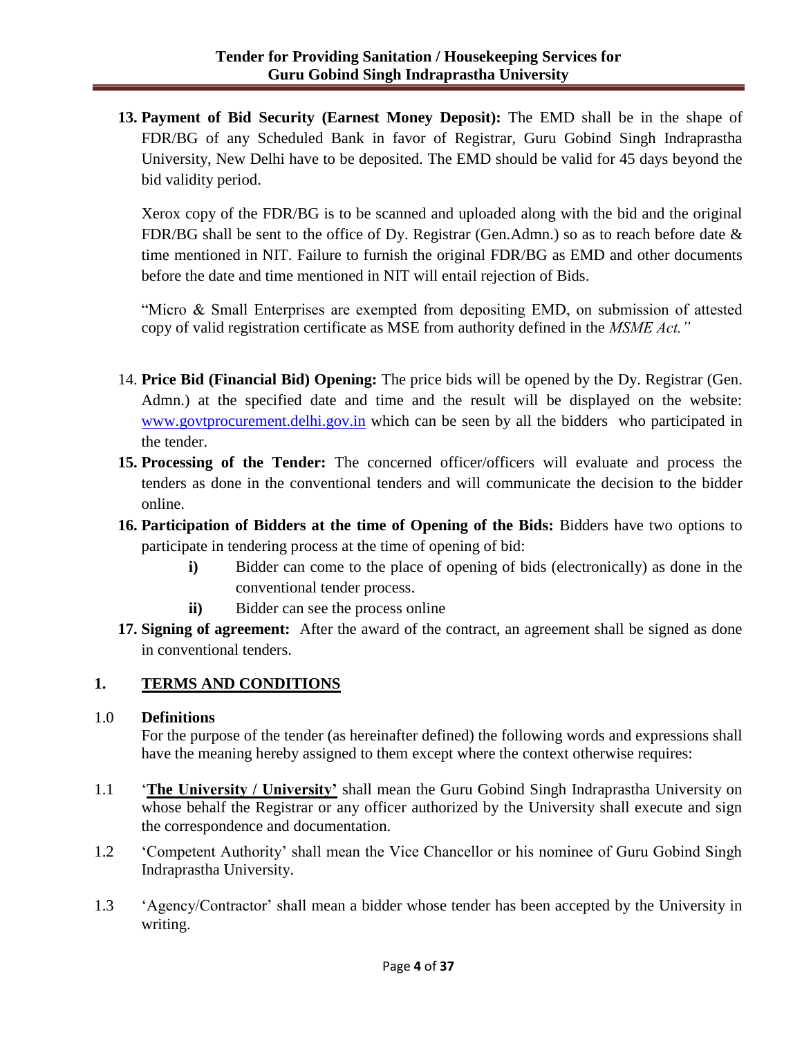13. **Payment of Bid Security (Earnest Money Deposit):** The EMD shall be in the shape of FDR/BG of any Scheduled Bank in favor of Registrar, Guru Gobind Singh Indraprastha University, New Delhi have to be deposited. The EMD should be valid for 45 days beyond the bid validity period.

    Xerox copy of the FDR/BG is to be scanned and uploaded along with the bid and the original FDR/BG shall be sent to the office of Dy. Registrar (Gen.Admn.) so as to reach before date & time mentioned in NIT. Failure to furnish the original FDR/BG as EMD and other documents before the date and time mentioned in NIT will entail rejection of Bids.

    "Micro & Small Enterprises are exempted from depositing EMD, on submission of attested copy of valid registration certificate as MSE from authority defined in the *MSME Act."*

14. **Price Bid (Financial Bid) Opening:** The price bids will be opened by the Dy. Registrar (Gen. Admn.) at the specified date and time and the result will be displayed on the website: www.govtprocurement.delhi.gov.in which can be seen by all the bidders who participated in the tender.
15. **Processing of the Tender:** The concerned officer/officers will evaluate and process the tenders as done in the conventional tenders and will communicate the decision to the bidder online.
16. **Participation of Bidders at the time of Opening of the Bids:** Bidders have two options to participate in tendering process at the time of opening of bid:
    - **i)** Bidder can come to the place of opening of bids (electronically) as done in the conventional tender process.
    - **ii)** Bidder can see the process online
17. **Signing of agreement:** After the award of the contract, an agreement shall be signed as done in conventional tenders.

## 1. TERMS AND CONDITIONS

1.0 **Definitions**

For the purpose of the tender (as hereinafter defined) the following words and expressions shall have the meaning hereby assigned to them except where the context otherwise requires:

1.1 '**The University / University'** shall mean the Guru Gobind Singh Indraprastha University on whose behalf the Registrar or any officer authorized by the University shall execute and sign the correspondence and documentation.

1.2 'Competent Authority' shall mean the Vice Chancellor or his nominee of Guru Gobind Singh Indraprastha University.

1.3 'Agency/Contractor' shall mean a bidder whose tender has been accepted by the University in writing.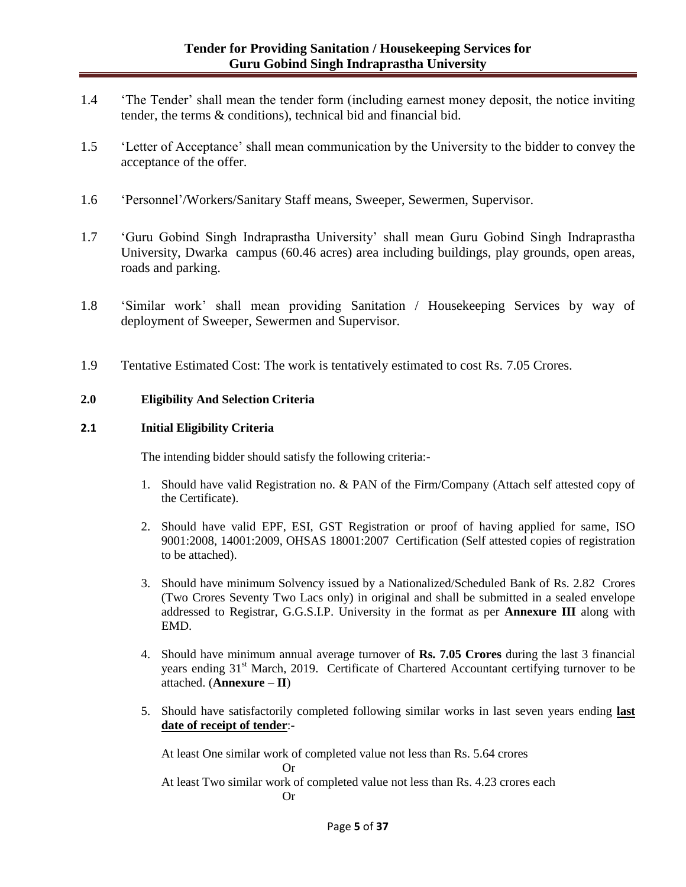1.4 'The Tender' shall mean the tender form (including earnest money deposit, the notice inviting tender, the terms & conditions), technical bid and financial bid.

1.5 'Letter of Acceptance' shall mean communication by the University to the bidder to convey the acceptance of the offer.

1.6 'Personnel'/Workers/Sanitary Staff means, Sweeper, Sewermen, Supervisor.

1.7 'Guru Gobind Singh Indraprastha University' shall mean Guru Gobind Singh Indraprastha University, Dwarka campus (60.46 acres) area including buildings, play grounds, open areas, roads and parking.

1.8 'Similar work' shall mean providing Sanitation / Housekeeping Services by way of deployment of Sweeper, Sewermen and Supervisor.

1.9 Tentative Estimated Cost: The work is tentatively estimated to cost Rs. 7.05 Crores.

## 2.0 Eligibility And Selection Criteria

### 2.1 Initial Eligibility Criteria

The intending bidder should satisfy the following criteria:-

1. Should have valid Registration no. & PAN of the Firm/Company (Attach self attested copy of the Certificate).
2. Should have valid EPF, ESI, GST Registration or proof of having applied for same, ISO 9001:2008, 14001:2009, OHSAS 18001:2007 Certification (Self attested copies of registration to be attached).
3. Should have minimum Solvency issued by a Nationalized/Scheduled Bank of Rs. 2.82 Crores (Two Crores Seventy Two Lacs only) in original and shall be submitted in a sealed envelope addressed to Registrar, G.G.S.I.P. University in the format as per **Annexure III** along with EMD.
4. Should have minimum annual average turnover of **Rs. 7.05 Crores** during the last 3 financial years ending 31st March, 2019. Certificate of Chartered Accountant certifying turnover to be attached. (**Annexure – II**)
5. Should have satisfactorily completed following similar works in last seven years ending **last date of receipt of tender**:-

   At least One similar work of completed value not less than Rs. 5.64 crores

   Or

   At least Two similar work of completed value not less than Rs. 4.23 crores each

   Or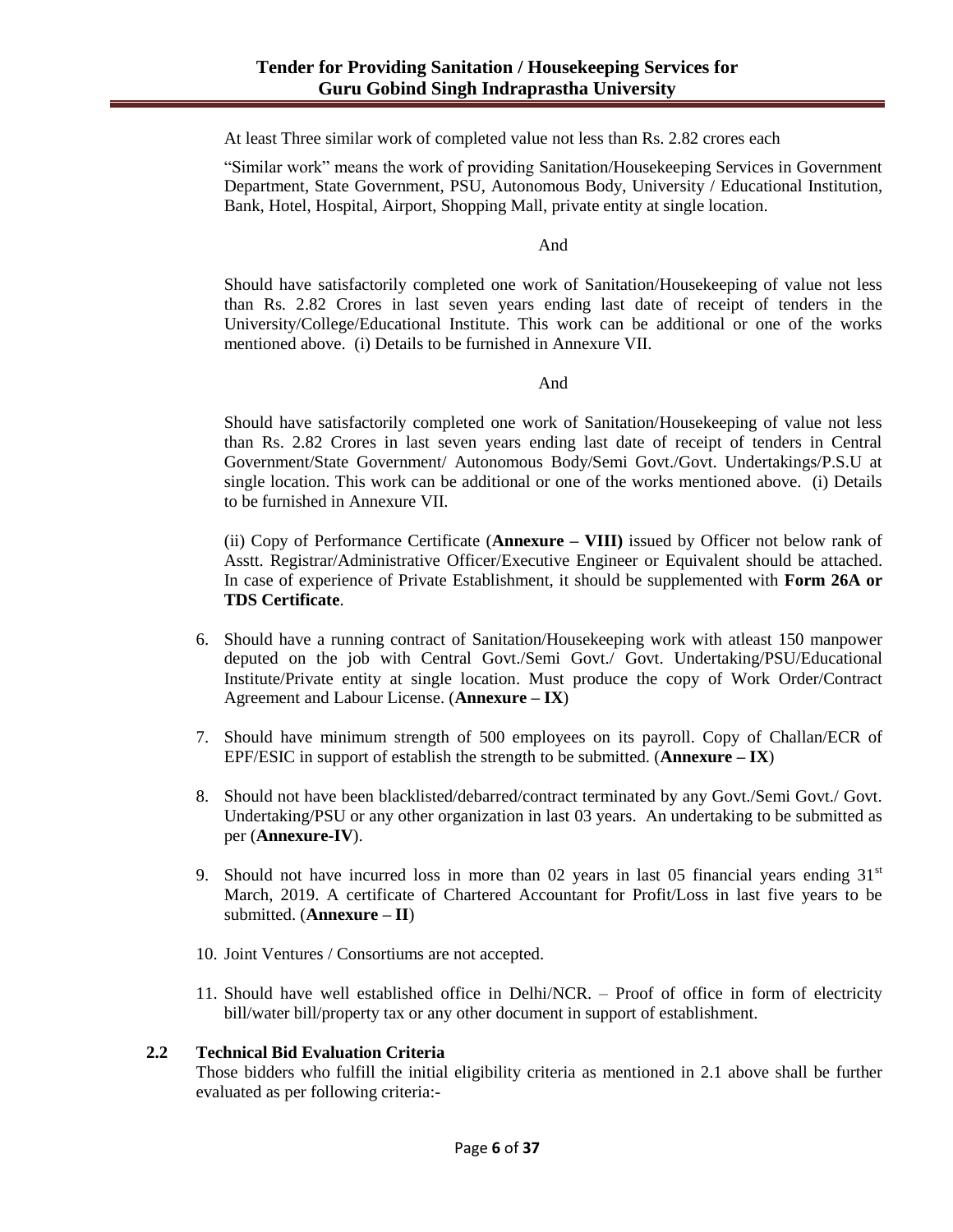At least Three similar work of completed value not less than Rs. 2.82 crores each

"Similar work" means the work of providing Sanitation/Housekeeping Services in Government Department, State Government, PSU, Autonomous Body, University / Educational Institution, Bank, Hotel, Hospital, Airport, Shopping Mall, private entity at single location.

And

Should have satisfactorily completed one work of Sanitation/Housekeeping of value not less than Rs. 2.82 Crores in last seven years ending last date of receipt of tenders in the University/College/Educational Institute. This work can be additional or one of the works mentioned above. (i) Details to be furnished in Annexure VII.

And

Should have satisfactorily completed one work of Sanitation/Housekeeping of value not less than Rs. 2.82 Crores in last seven years ending last date of receipt of tenders in Central Government/State Government/ Autonomous Body/Semi Govt./Govt. Undertakings/P.S.U at single location. This work can be additional or one of the works mentioned above. (i) Details to be furnished in Annexure VII.

(ii) Copy of Performance Certificate (**Annexure – VIII)** issued by Officer not below rank of Asstt. Registrar/Administrative Officer/Executive Engineer or Equivalent should be attached. In case of experience of Private Establishment, it should be supplemented with **Form 26A or TDS Certificate**.

6. Should have a running contract of Sanitation/Housekeeping work with atleast 150 manpower deputed on the job with Central Govt./Semi Govt./ Govt. Undertaking/PSU/Educational Institute/Private entity at single location. Must produce the copy of Work Order/Contract Agreement and Labour License. (**Annexure – IX**)
7. Should have minimum strength of 500 employees on its payroll. Copy of Challan/ECR of EPF/ESIC in support of establish the strength to be submitted. (**Annexure – IX**)
8. Should not have been blacklisted/debarred/contract terminated by any Govt./Semi Govt./ Govt. Undertaking/PSU or any other organization in last 03 years. An undertaking to be submitted as per (**Annexure-IV**).
9. Should not have incurred loss in more than 02 years in last 05 financial years ending 31st March, 2019. A certificate of Chartered Accountant for Profit/Loss in last five years to be submitted. (**Annexure – II**)
10. Joint Ventures / Consortiums are not accepted.
11. Should have well established office in Delhi/NCR. – Proof of office in form of electricity bill/water bill/property tax or any other document in support of establishment.

**2.2 Technical Bid Evaluation Criteria**

Those bidders who fulfill the initial eligibility criteria as mentioned in 2.1 above shall be further evaluated as per following criteria:-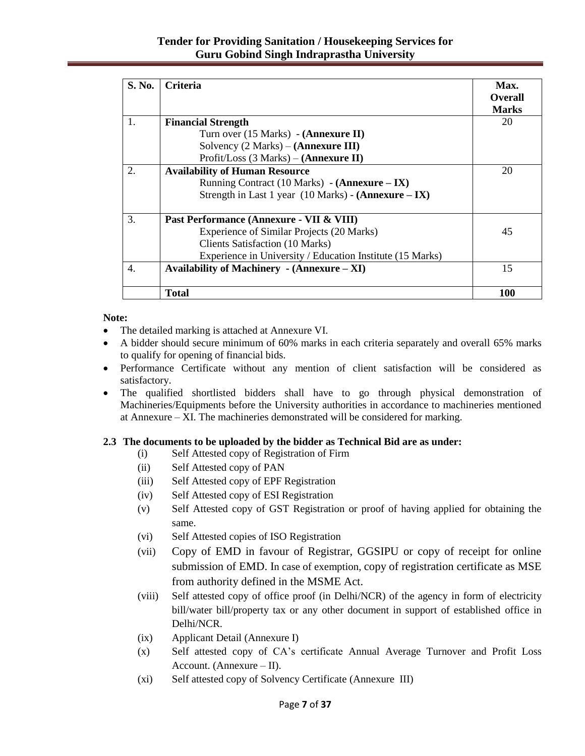| S. No. | Criteria | Max. Overall Marks |
|---|---|---|
| 1. | **Financial Strength**<br>Turn over (15 Marks) - **(Annexure II)**<br>Solvency (2 Marks) – **(Annexure III)**<br>Profit/Loss (3 Marks) – **(Annexure II)** | 20 |
| 2. | **Availability of Human Resource**<br>Running Contract (10 Marks) - **(Annexure – IX)**<br>Strength in Last 1 year (10 Marks) - **(Annexure – IX)** | 20 |
| 3. | **Past Performance (Annexure - VII & VIII)**<br>Experience of Similar Projects (20 Marks)<br>Clients Satisfaction (10 Marks)<br>Experience in University / Education Institute (15 Marks) | 45 |
| 4. | **Availability of Machinery - (Annexure – XI)** | 15 |
| | **Total** | **100** |

**Note:**

- The detailed marking is attached at Annexure VI.
- A bidder should secure minimum of 60% marks in each criteria separately and overall 65% marks to qualify for opening of financial bids.
- Performance Certificate without any mention of client satisfaction will be considered as satisfactory.
- The qualified shortlisted bidders shall have to go through physical demonstration of Machineries/Equipments before the University authorities in accordance to machineries mentioned at Annexure – XI. The machineries demonstrated will be considered for marking.

**2.3 The documents to be uploaded by the bidder as Technical Bid are as under:**

(i) Self Attested copy of Registration of Firm

(ii) Self Attested copy of PAN

(iii) Self Attested copy of EPF Registration

(iv) Self Attested copy of ESI Registration

(v) Self Attested copy of GST Registration or proof of having applied for obtaining the same.

(vi) Self Attested copies of ISO Registration

(vii) Copy of EMD in favour of Registrar, GGSIPU or copy of receipt for online submission of EMD. In case of exemption, copy of registration certificate as MSE from authority defined in the MSME Act.

(viii) Self attested copy of office proof (in Delhi/NCR) of the agency in form of electricity bill/water bill/property tax or any other document in support of established office in Delhi/NCR.

(ix) Applicant Detail (Annexure I)

(x) Self attested copy of CA's certificate Annual Average Turnover and Profit Loss Account. (Annexure – II).

(xi) Self attested copy of Solvency Certificate (Annexure III)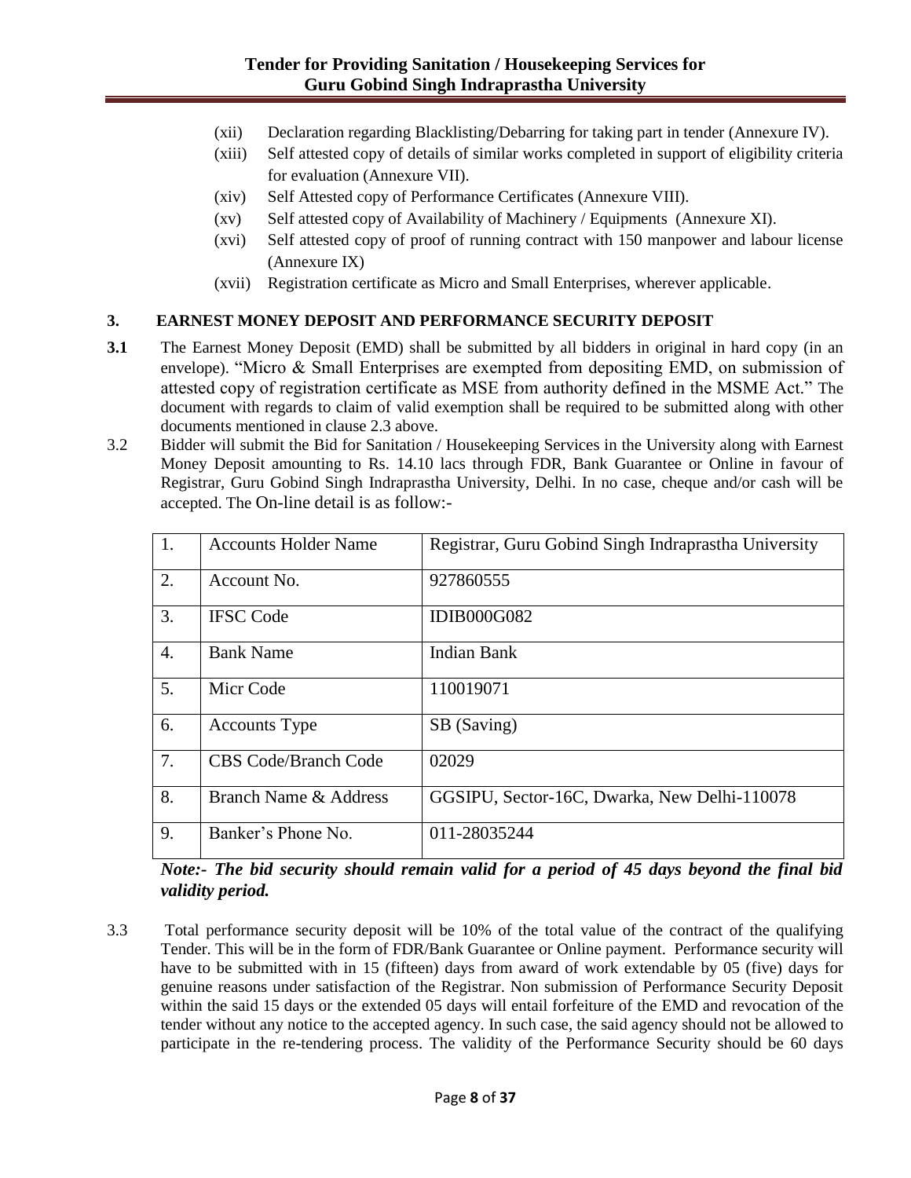(xii) Declaration regarding Blacklisting/Debarring for taking part in tender (Annexure IV).

(xiii) Self attested copy of details of similar works completed in support of eligibility criteria for evaluation (Annexure VII).

(xiv) Self Attested copy of Performance Certificates (Annexure VIII).

(xv) Self attested copy of Availability of Machinery / Equipments (Annexure XI).

(xvi) Self attested copy of proof of running contract with 150 manpower and labour license (Annexure IX)

(xvii) Registration certificate as Micro and Small Enterprises, wherever applicable.

## 3. EARNEST MONEY DEPOSIT AND PERFORMANCE SECURITY DEPOSIT

**3.1** The Earnest Money Deposit (EMD) shall be submitted by all bidders in original in hard copy (in an envelope). "Micro & Small Enterprises are exempted from depositing EMD, on submission of attested copy of registration certificate as MSE from authority defined in the MSME Act." The document with regards to claim of valid exemption shall be required to be submitted along with other documents mentioned in clause 2.3 above.

3.2 Bidder will submit the Bid for Sanitation / Housekeeping Services in the University along with Earnest Money Deposit amounting to Rs. 14.10 lacs through FDR, Bank Guarantee or Online in favour of Registrar, Guru Gobind Singh Indraprastha University, Delhi. In no case, cheque and/or cash will be accepted. The On-line detail is as follow:-

| 1. | Accounts Holder Name | Registrar, Guru Gobind Singh Indraprastha University |
|---|---|---|
| 2. | Account No. | 927860555 |
| 3. | IFSC Code | IDIB000G082 |
| 4. | Bank Name | Indian Bank |
| 5. | Micr Code | 110019071 |
| 6. | Accounts Type | SB (Saving) |
| 7. | CBS Code/Branch Code | 02029 |
| 8. | Branch Name & Address | GGSIPU, Sector-16C, Dwarka, New Delhi-110078 |
| 9. | Banker's Phone No. | 011-28035244 |

***Note:- The bid security should remain valid for a period of 45 days beyond the final bid validity period.***

3.3 Total performance security deposit will be 10% of the total value of the contract of the qualifying Tender. This will be in the form of FDR/Bank Guarantee or Online payment. Performance security will have to be submitted with in 15 (fifteen) days from award of work extendable by 05 (five) days for genuine reasons under satisfaction of the Registrar. Non submission of Performance Security Deposit within the said 15 days or the extended 05 days will entail forfeiture of the EMD and revocation of the tender without any notice to the accepted agency. In such case, the said agency should not be allowed to participate in the re-tendering process. The validity of the Performance Security should be 60 days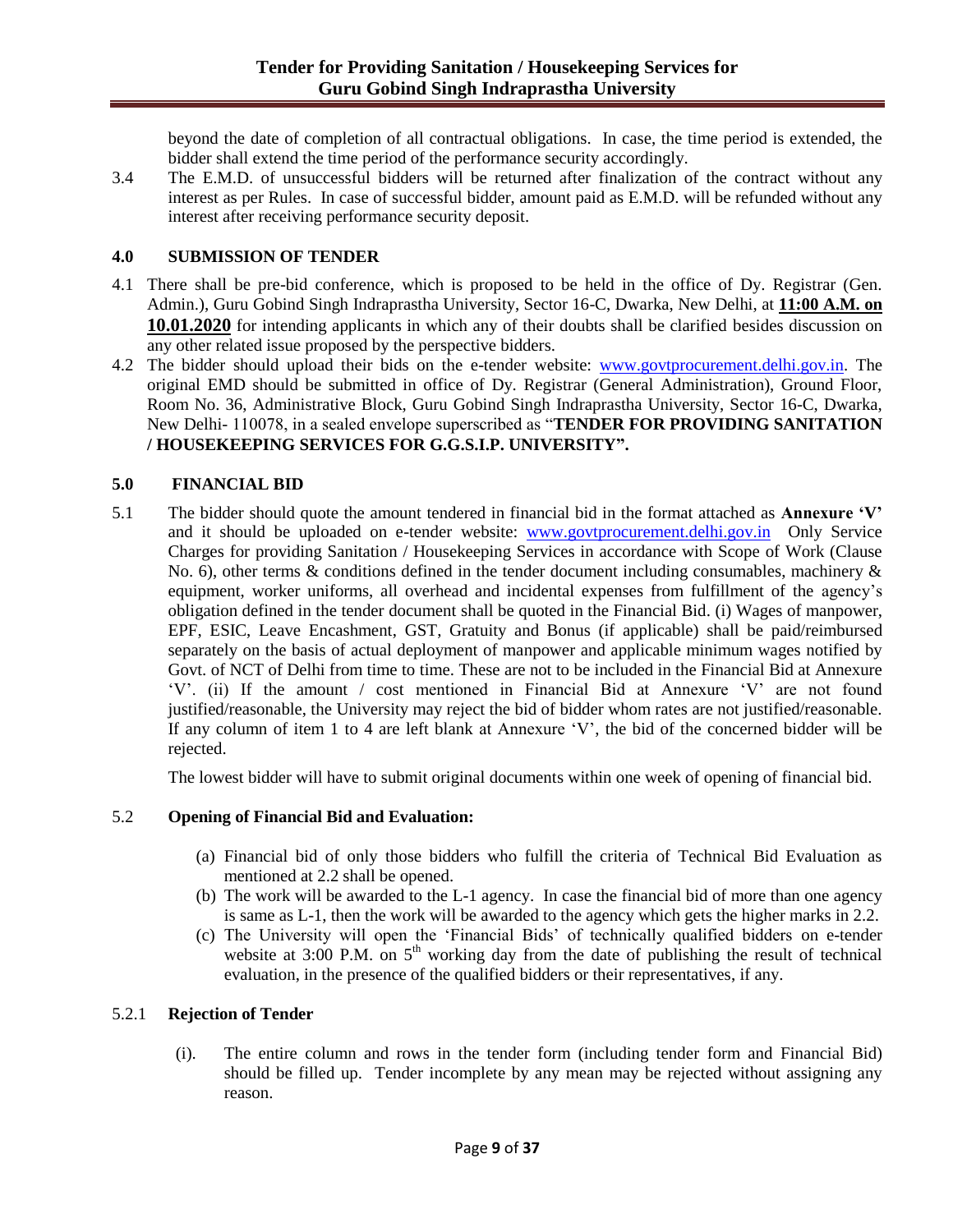beyond the date of completion of all contractual obligations. In case, the time period is extended, the bidder shall extend the time period of the performance security accordingly.

3.4 The E.M.D. of unsuccessful bidders will be returned after finalization of the contract without any interest as per Rules. In case of successful bidder, amount paid as E.M.D. will be refunded without any interest after receiving performance security deposit.

## 4.0 SUBMISSION OF TENDER

4.1 There shall be pre-bid conference, which is proposed to be held in the office of Dy. Registrar (Gen. Admin.), Guru Gobind Singh Indraprastha University, Sector 16-C, Dwarka, New Delhi, at **11:00 A.M. on 10.01.2020** for intending applicants in which any of their doubts shall be clarified besides discussion on any other related issue proposed by the perspective bidders.

4.2 The bidder should upload their bids on the e-tender website: www.govtprocurement.delhi.gov.in. The original EMD should be submitted in office of Dy. Registrar (General Administration), Ground Floor, Room No. 36, Administrative Block, Guru Gobind Singh Indraprastha University, Sector 16-C, Dwarka, New Delhi- 110078, in a sealed envelope superscribed as "**TENDER FOR PROVIDING SANITATION / HOUSEKEEPING SERVICES FOR G.G.S.I.P. UNIVERSITY".**

## 5.0 FINANCIAL BID

5.1 The bidder should quote the amount tendered in financial bid in the format attached as **Annexure 'V'** and it should be uploaded on e-tender website: www.govtprocurement.delhi.gov.in Only Service Charges for providing Sanitation / Housekeeping Services in accordance with Scope of Work (Clause No. 6), other terms & conditions defined in the tender document including consumables, machinery & equipment, worker uniforms, all overhead and incidental expenses from fulfillment of the agency's obligation defined in the tender document shall be quoted in the Financial Bid. (i) Wages of manpower, EPF, ESIC, Leave Encashment, GST, Gratuity and Bonus (if applicable) shall be paid/reimbursed separately on the basis of actual deployment of manpower and applicable minimum wages notified by Govt. of NCT of Delhi from time to time. These are not to be included in the Financial Bid at Annexure 'V'. (ii) If the amount / cost mentioned in Financial Bid at Annexure 'V' are not found justified/reasonable, the University may reject the bid of bidder whom rates are not justified/reasonable. If any column of item 1 to 4 are left blank at Annexure 'V', the bid of the concerned bidder will be rejected.

The lowest bidder will have to submit original documents within one week of opening of financial bid.

### 5.2 Opening of Financial Bid and Evaluation:

(a) Financial bid of only those bidders who fulfill the criteria of Technical Bid Evaluation as mentioned at 2.2 shall be opened.

(b) The work will be awarded to the L-1 agency. In case the financial bid of more than one agency is same as L-1, then the work will be awarded to the agency which gets the higher marks in 2.2.

(c) The University will open the 'Financial Bids' of technically qualified bidders on e-tender website at 3:00 P.M. on 5th working day from the date of publishing the result of technical evaluation, in the presence of the qualified bidders or their representatives, if any.

#### 5.2.1 Rejection of Tender

(i). The entire column and rows in the tender form (including tender form and Financial Bid) should be filled up. Tender incomplete by any mean may be rejected without assigning any reason.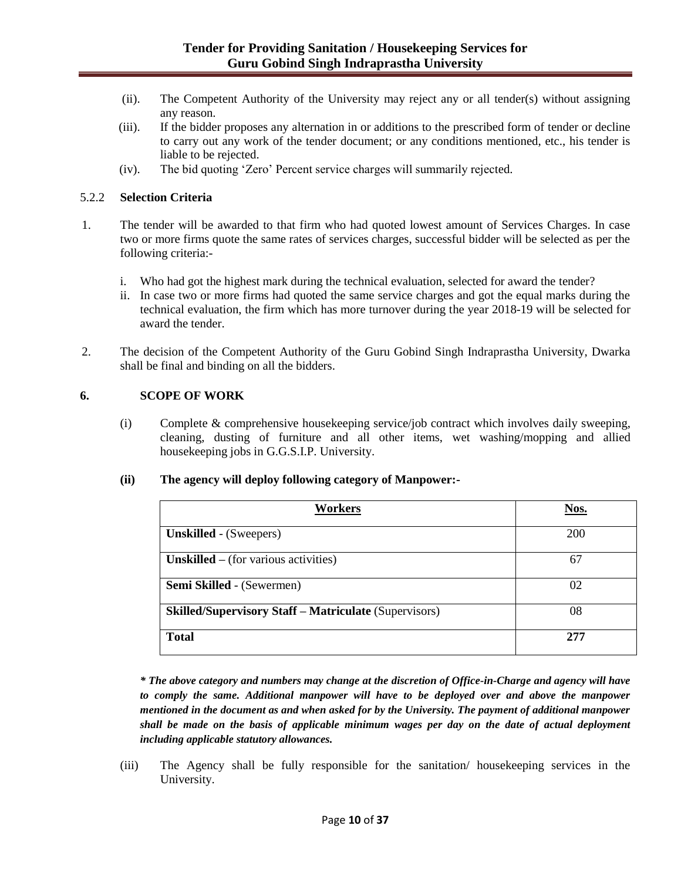(ii). The Competent Authority of the University may reject any or all tender(s) without assigning any reason.

(iii). If the bidder proposes any alternation in or additions to the prescribed form of tender or decline to carry out any work of the tender document; or any conditions mentioned, etc., his tender is liable to be rejected.

(iv). The bid quoting 'Zero' Percent service charges will summarily rejected.

5.2.2 **Selection Criteria**

1. The tender will be awarded to that firm who had quoted lowest amount of Services Charges. In case two or more firms quote the same rates of services charges, successful bidder will be selected as per the following criteria:-

   i. Who had got the highest mark during the technical evaluation, selected for award the tender?
   
   ii. In case two or more firms had quoted the same service charges and got the equal marks during the technical evaluation, the firm which has more turnover during the year 2018-19 will be selected for award the tender.

2. The decision of the Competent Authority of the Guru Gobind Singh Indraprastha University, Dwarka shall be final and binding on all the bidders.

## 6. SCOPE OF WORK

(i) Complete & comprehensive housekeeping service/job contract which involves daily sweeping, cleaning, dusting of furniture and all other items, wet washing/mopping and allied housekeeping jobs in G.G.S.I.P. University.

**(ii) The agency will deploy following category of Manpower:-**

| **Workers** | **Nos.** |
|---|---|
| **Unskilled** - (Sweepers) | 200 |
| **Unskilled** – (for various activities) | 67 |
| **Semi Skilled** - (Sewermen) | 02 |
| **Skilled/Supervisory Staff – Matriculate** (Supervisors) | 08 |
| **Total** | **277** |

***\* The above category and numbers may change at the discretion of Office-in-Charge and agency will have to comply the same. Additional manpower will have to be deployed over and above the manpower mentioned in the document as and when asked for by the University. The payment of additional manpower shall be made on the basis of applicable minimum wages per day on the date of actual deployment including applicable statutory allowances.***

(iii) The Agency shall be fully responsible for the sanitation/ housekeeping services in the University.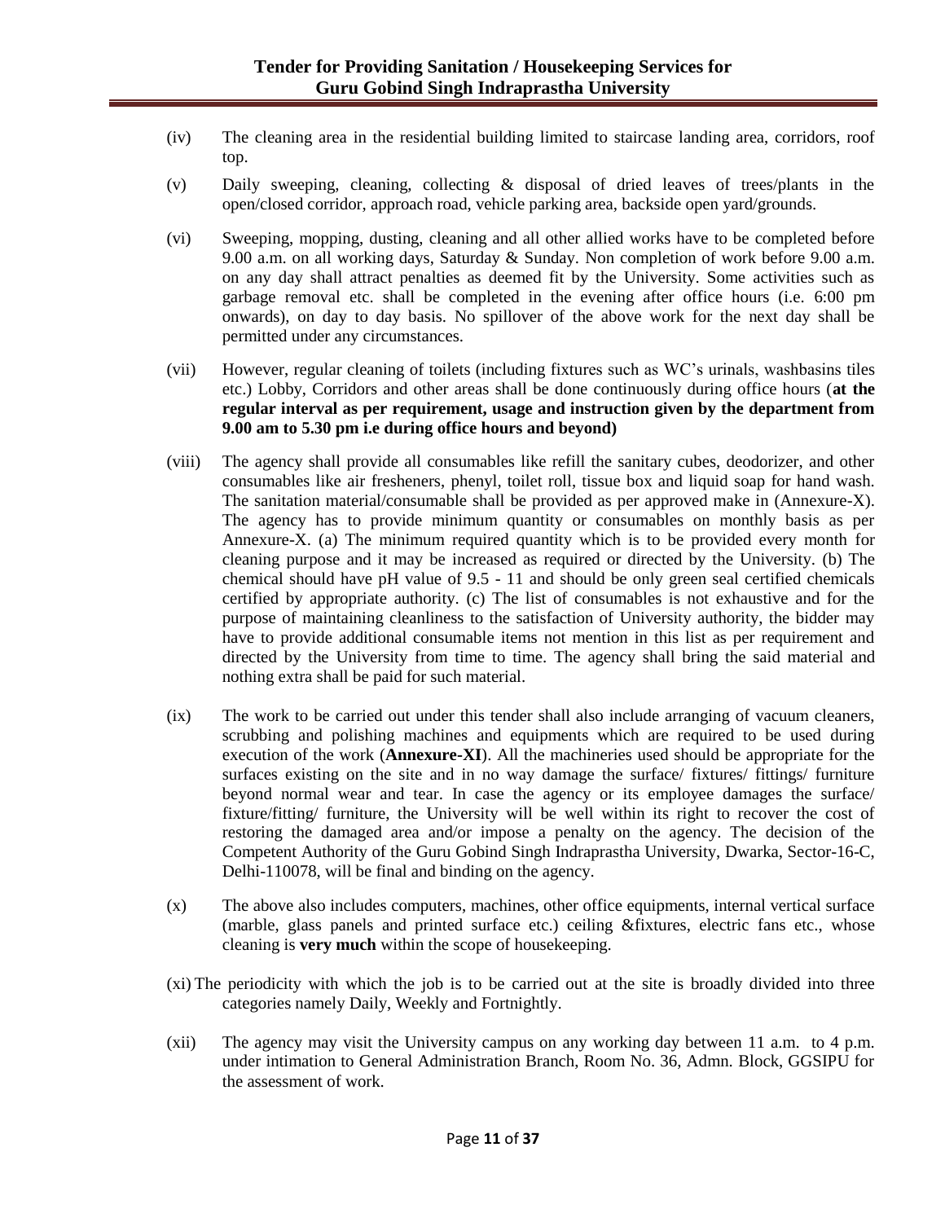(iv) The cleaning area in the residential building limited to staircase landing area, corridors, roof top.

(v) Daily sweeping, cleaning, collecting & disposal of dried leaves of trees/plants in the open/closed corridor, approach road, vehicle parking area, backside open yard/grounds.

(vi) Sweeping, mopping, dusting, cleaning and all other allied works have to be completed before 9.00 a.m. on all working days, Saturday & Sunday. Non completion of work before 9.00 a.m. on any day shall attract penalties as deemed fit by the University. Some activities such as garbage removal etc. shall be completed in the evening after office hours (i.e. 6:00 pm onwards), on day to day basis. No spillover of the above work for the next day shall be permitted under any circumstances.

(vii) However, regular cleaning of toilets (including fixtures such as WC's urinals, washbasins tiles etc.) Lobby, Corridors and other areas shall be done continuously during office hours (**at the regular interval as per requirement, usage and instruction given by the department from 9.00 am to 5.30 pm i.e during office hours and beyond)**

(viii) The agency shall provide all consumables like refill the sanitary cubes, deodorizer, and other consumables like air fresheners, phenyl, toilet roll, tissue box and liquid soap for hand wash. The sanitation material/consumable shall be provided as per approved make in (Annexure-X). The agency has to provide minimum quantity or consumables on monthly basis as per Annexure-X. (a) The minimum required quantity which is to be provided every month for cleaning purpose and it may be increased as required or directed by the University. (b) The chemical should have pH value of 9.5 - 11 and should be only green seal certified chemicals certified by appropriate authority. (c) The list of consumables is not exhaustive and for the purpose of maintaining cleanliness to the satisfaction of University authority, the bidder may have to provide additional consumable items not mention in this list as per requirement and directed by the University from time to time. The agency shall bring the said material and nothing extra shall be paid for such material.

(ix) The work to be carried out under this tender shall also include arranging of vacuum cleaners, scrubbing and polishing machines and equipments which are required to be used during execution of the work (**Annexure-XI**). All the machineries used should be appropriate for the surfaces existing on the site and in no way damage the surface/ fixtures/ fittings/ furniture beyond normal wear and tear. In case the agency or its employee damages the surface/ fixture/fitting/ furniture, the University will be well within its right to recover the cost of restoring the damaged area and/or impose a penalty on the agency. The decision of the Competent Authority of the Guru Gobind Singh Indraprastha University, Dwarka, Sector-16-C, Delhi-110078, will be final and binding on the agency.

(x) The above also includes computers, machines, other office equipments, internal vertical surface (marble, glass panels and printed surface etc.) ceiling &fixtures, electric fans etc., whose cleaning is **very much** within the scope of housekeeping.

(xi) The periodicity with which the job is to be carried out at the site is broadly divided into three categories namely Daily, Weekly and Fortnightly.

(xii) The agency may visit the University campus on any working day between 11 a.m. to 4 p.m. under intimation to General Administration Branch, Room No. 36, Admn. Block, GGSIPU for the assessment of work.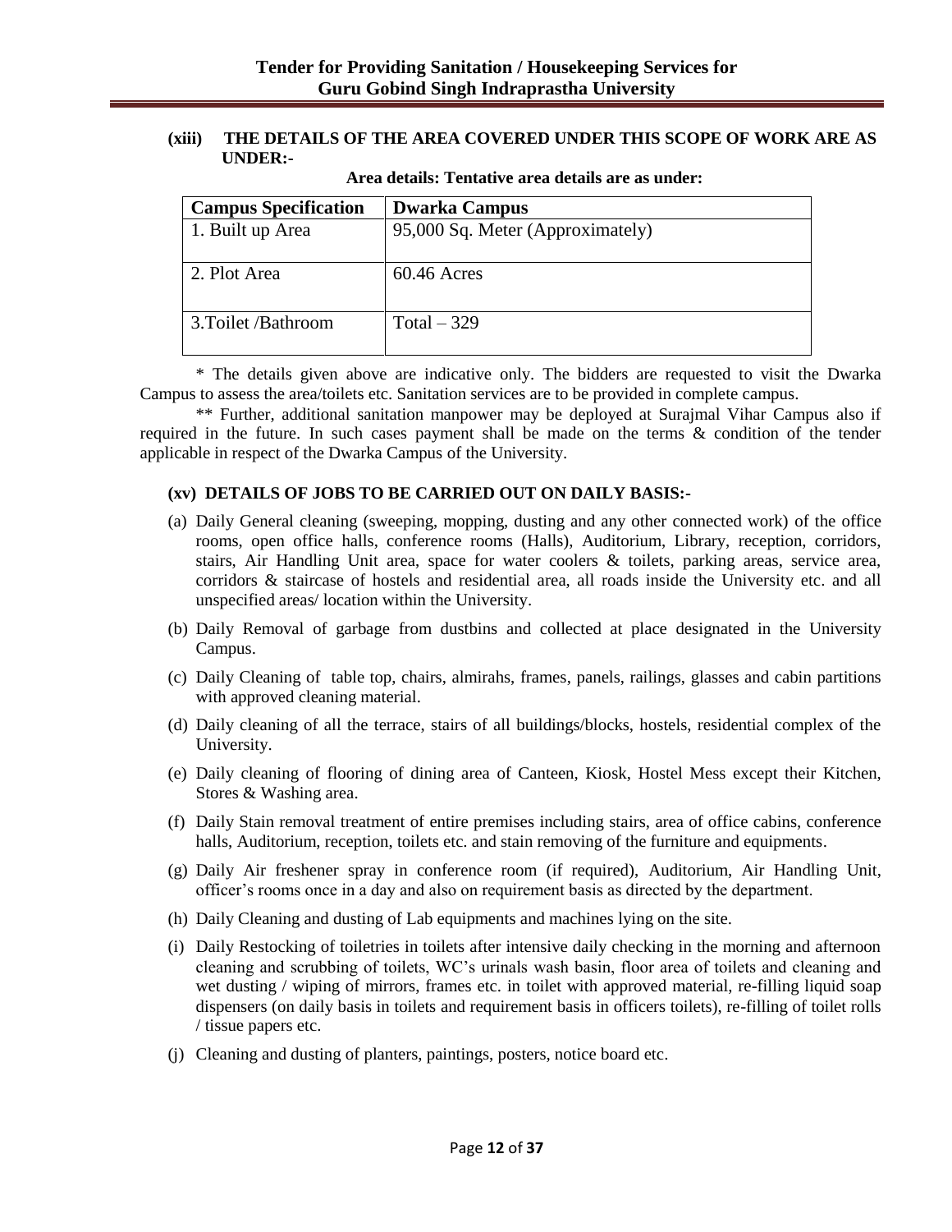**(xiii) THE DETAILS OF THE AREA COVERED UNDER THIS SCOPE OF WORK ARE AS UNDER:-**

**Area details: Tentative area details are as under:**

| Campus Specification | Dwarka Campus |
|---|---|
| 1. Built up Area | 95,000 Sq. Meter (Approximately) |
| 2. Plot Area | 60.46 Acres |
| 3.Toilet /Bathroom | Total – 329 |

* The details given above are indicative only. The bidders are requested to visit the Dwarka Campus to assess the area/toilets etc. Sanitation services are to be provided in complete campus.

** Further, additional sanitation manpower may be deployed at Surajmal Vihar Campus also if required in the future. In such cases payment shall be made on the terms & condition of the tender applicable in respect of the Dwarka Campus of the University.

**(xv) DETAILS OF JOBS TO BE CARRIED OUT ON DAILY BASIS:-**

(a) Daily General cleaning (sweeping, mopping, dusting and any other connected work) of the office rooms, open office halls, conference rooms (Halls), Auditorium, Library, reception, corridors, stairs, Air Handling Unit area, space for water coolers & toilets, parking areas, service area, corridors & staircase of hostels and residential area, all roads inside the University etc. and all unspecified areas/ location within the University.

(b) Daily Removal of garbage from dustbins and collected at place designated in the University Campus.

(c) Daily Cleaning of table top, chairs, almirahs, frames, panels, railings, glasses and cabin partitions with approved cleaning material.

(d) Daily cleaning of all the terrace, stairs of all buildings/blocks, hostels, residential complex of the University.

(e) Daily cleaning of flooring of dining area of Canteen, Kiosk, Hostel Mess except their Kitchen, Stores & Washing area.

(f) Daily Stain removal treatment of entire premises including stairs, area of office cabins, conference halls, Auditorium, reception, toilets etc. and stain removing of the furniture and equipments.

(g) Daily Air freshener spray in conference room (if required), Auditorium, Air Handling Unit, officer's rooms once in a day and also on requirement basis as directed by the department.

(h) Daily Cleaning and dusting of Lab equipments and machines lying on the site.

(i) Daily Restocking of toiletries in toilets after intensive daily checking in the morning and afternoon cleaning and scrubbing of toilets, WC's urinals wash basin, floor area of toilets and cleaning and wet dusting / wiping of mirrors, frames etc. in toilet with approved material, re-filling liquid soap dispensers (on daily basis in toilets and requirement basis in officers toilets), re-filling of toilet rolls / tissue papers etc.

(j) Cleaning and dusting of planters, paintings, posters, notice board etc.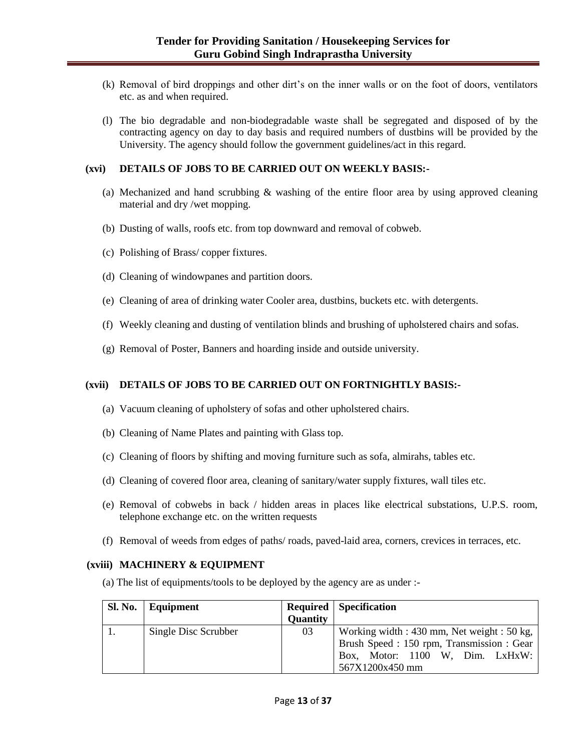(k) Removal of bird droppings and other dirt's on the inner walls or on the foot of doors, ventilators etc. as and when required.

(l) The bio degradable and non-biodegradable waste shall be segregated and disposed of by the contracting agency on day to day basis and required numbers of dustbins will be provided by the University. The agency should follow the government guidelines/act in this regard.

**(xvi) DETAILS OF JOBS TO BE CARRIED OUT ON WEEKLY BASIS:-**

(a) Mechanized and hand scrubbing & washing of the entire floor area by using approved cleaning material and dry /wet mopping.

(b) Dusting of walls, roofs etc. from top downward and removal of cobweb.

(c) Polishing of Brass/ copper fixtures.

(d) Cleaning of windowpanes and partition doors.

(e) Cleaning of area of drinking water Cooler area, dustbins, buckets etc. with detergents.

(f) Weekly cleaning and dusting of ventilation blinds and brushing of upholstered chairs and sofas.

(g) Removal of Poster, Banners and hoarding inside and outside university.

**(xvii) DETAILS OF JOBS TO BE CARRIED OUT ON FORTNIGHTLY BASIS:-**

(a) Vacuum cleaning of upholstery of sofas and other upholstered chairs.

(b) Cleaning of Name Plates and painting with Glass top.

(c) Cleaning of floors by shifting and moving furniture such as sofa, almirahs, tables etc.

(d) Cleaning of covered floor area, cleaning of sanitary/water supply fixtures, wall tiles etc.

(e) Removal of cobwebs in back / hidden areas in places like electrical substations, U.P.S. room, telephone exchange etc. on the written requests

(f) Removal of weeds from edges of paths/ roads, paved-laid area, corners, crevices in terraces, etc.

**(xviii) MACHINERY & EQUIPMENT**

(a) The list of equipments/tools to be deployed by the agency are as under :-

| Sl. No. | Equipment | Required Quantity | Specification |
|---|---|---|---|
| 1. | Single Disc Scrubber | 03 | Working width : 430 mm, Net weight : 50 kg, Brush Speed : 150 rpm, Transmission : Gear Box, Motor: 1100 W, Dim. LxHxW: 567X1200x450 mm |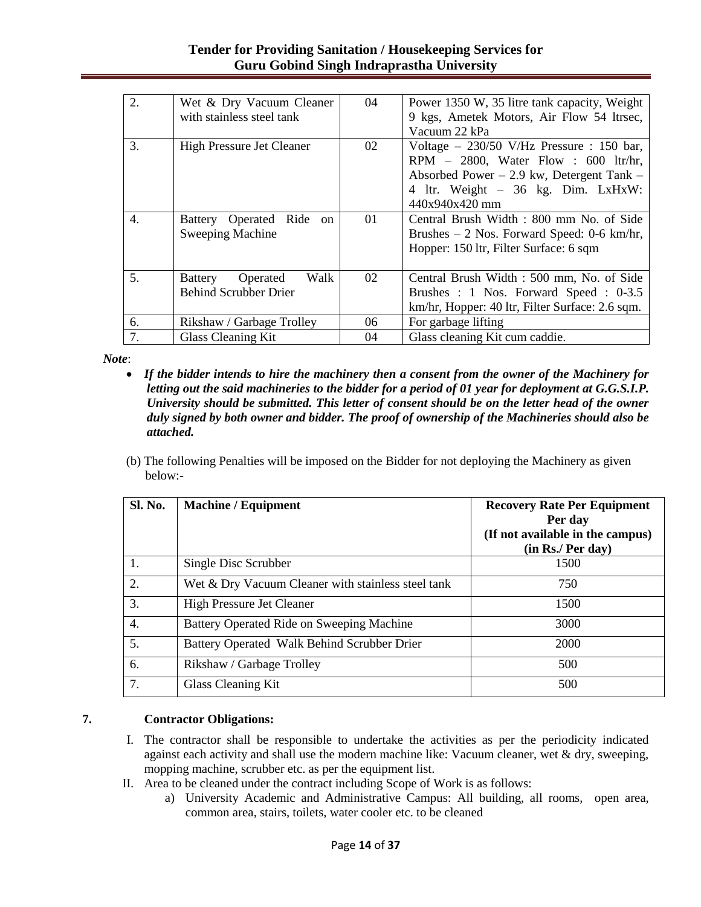| 2. | Wet & Dry Vacuum Cleaner with stainless steel tank | 04 | Power 1350 W, 35 litre tank capacity, Weight 9 kgs, Ametek Motors, Air Flow 54 ltrsec, Vacuum 22 kPa |
|---|---|---|---|
| 3. | High Pressure Jet Cleaner | 02 | Voltage – 230/50 V/Hz Pressure : 150 bar, RPM – 2800, Water Flow : 600 ltr/hr, Absorbed Power – 2.9 kw, Detergent Tank – 4 ltr. Weight – 36 kg. Dim. LxHxW: 440x940x420 mm |
| 4. | Battery Operated Ride on Sweeping Machine | 01 | Central Brush Width : 800 mm No. of Side Brushes – 2 Nos. Forward Speed: 0-6 km/hr, Hopper: 150 ltr, Filter Surface: 6 sqm |
| 5. | Battery Operated Walk Behind Scrubber Drier | 02 | Central Brush Width : 500 mm, No. of Side Brushes : 1 Nos. Forward Speed : 0-3.5 km/hr, Hopper: 40 ltr, Filter Surface: 2.6 sqm. |
| 6. | Rikshaw / Garbage Trolley | 06 | For garbage lifting |
| 7. | Glass Cleaning Kit | 04 | Glass cleaning Kit cum caddie. |

***Note***:

- ***If the bidder intends to hire the machinery then a consent from the owner of the Machinery for letting out the said machineries to the bidder for a period of 01 year for deployment at G.G.S.I.P. University should be submitted. This letter of consent should be on the letter head of the owner duly signed by both owner and bidder. The proof of ownership of the Machineries should also be attached.***

(b) The following Penalties will be imposed on the Bidder for not deploying the Machinery as given below:-

| Sl. No. | Machine / Equipment | Recovery Rate Per Equipment Per day (If not available in the campus) (in Rs./ Per day) |
|---|---|---|
| 1. | Single Disc Scrubber | 1500 |
| 2. | Wet & Dry Vacuum Cleaner with stainless steel tank | 750 |
| 3. | High Pressure Jet Cleaner | 1500 |
| 4. | Battery Operated Ride on Sweeping Machine | 3000 |
| 5. | Battery Operated Walk Behind Scrubber Drier | 2000 |
| 6. | Rikshaw / Garbage Trolley | 500 |
| 7. | Glass Cleaning Kit | 500 |

## 7. Contractor Obligations:

I. The contractor shall be responsible to undertake the activities as per the periodicity indicated against each activity and shall use the modern machine like: Vacuum cleaner, wet & dry, sweeping, mopping machine, scrubber etc. as per the equipment list.

II. Area to be cleaned under the contract including Scope of Work is as follows:

a) University Academic and Administrative Campus: All building, all rooms, open area, common area, stairs, toilets, water cooler etc. to be cleaned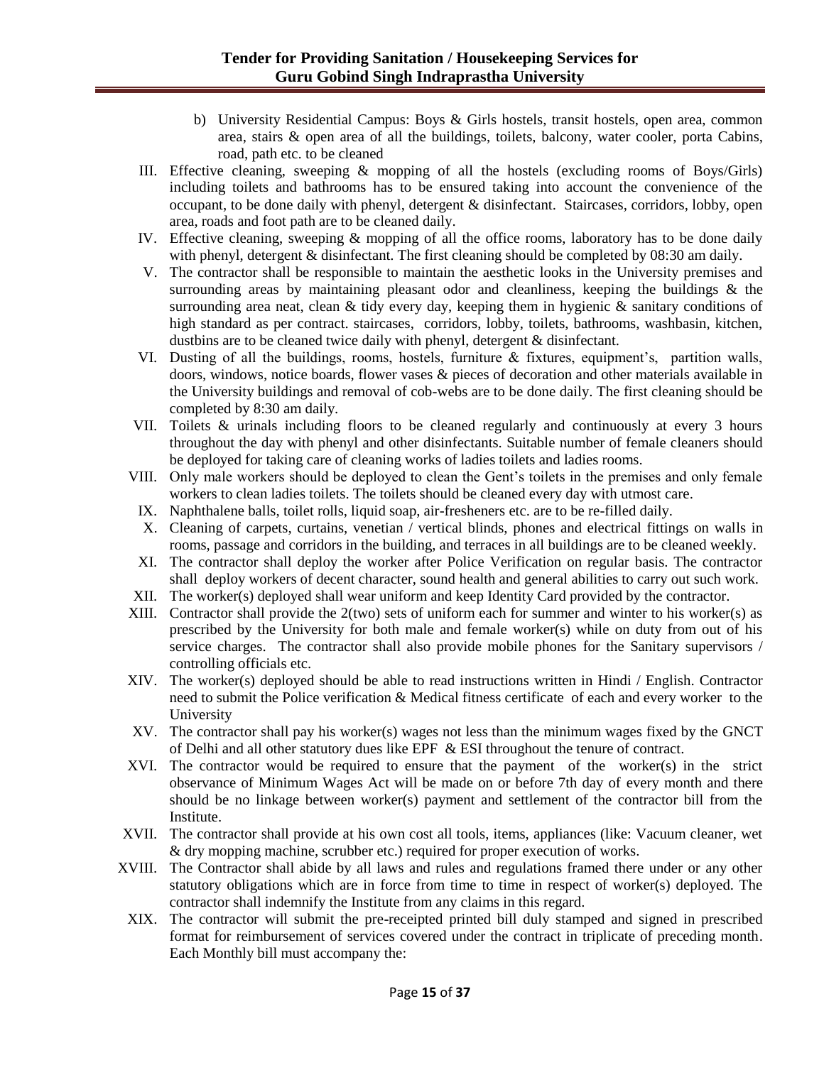b) University Residential Campus: Boys & Girls hostels, transit hostels, open area, common area, stairs & open area of all the buildings, toilets, balcony, water cooler, porta Cabins, road, path etc. to be cleaned

III. Effective cleaning, sweeping & mopping of all the hostels (excluding rooms of Boys/Girls) including toilets and bathrooms has to be ensured taking into account the convenience of the occupant, to be done daily with phenyl, detergent & disinfectant. Staircases, corridors, lobby, open area, roads and foot path are to be cleaned daily.

IV. Effective cleaning, sweeping & mopping of all the office rooms, laboratory has to be done daily with phenyl, detergent & disinfectant. The first cleaning should be completed by 08:30 am daily.

V. The contractor shall be responsible to maintain the aesthetic looks in the University premises and surrounding areas by maintaining pleasant odor and cleanliness, keeping the buildings & the surrounding area neat, clean & tidy every day, keeping them in hygienic & sanitary conditions of high standard as per contract. staircases, corridors, lobby, toilets, bathrooms, washbasin, kitchen, dustbins are to be cleaned twice daily with phenyl, detergent & disinfectant.

VI. Dusting of all the buildings, rooms, hostels, furniture & fixtures, equipment's, partition walls, doors, windows, notice boards, flower vases & pieces of decoration and other materials available in the University buildings and removal of cob-webs are to be done daily. The first cleaning should be completed by 8:30 am daily.

VII. Toilets & urinals including floors to be cleaned regularly and continuously at every 3 hours throughout the day with phenyl and other disinfectants. Suitable number of female cleaners should be deployed for taking care of cleaning works of ladies toilets and ladies rooms.

VIII. Only male workers should be deployed to clean the Gent's toilets in the premises and only female workers to clean ladies toilets. The toilets should be cleaned every day with utmost care.

IX. Naphthalene balls, toilet rolls, liquid soap, air-fresheners etc. are to be re-filled daily.

X. Cleaning of carpets, curtains, venetian / vertical blinds, phones and electrical fittings on walls in rooms, passage and corridors in the building, and terraces in all buildings are to be cleaned weekly.

XI. The contractor shall deploy the worker after Police Verification on regular basis. The contractor shall deploy workers of decent character, sound health and general abilities to carry out such work.

XII. The worker(s) deployed shall wear uniform and keep Identity Card provided by the contractor.

XIII. Contractor shall provide the 2(two) sets of uniform each for summer and winter to his worker(s) as prescribed by the University for both male and female worker(s) while on duty from out of his service charges. The contractor shall also provide mobile phones for the Sanitary supervisors / controlling officials etc.

XIV. The worker(s) deployed should be able to read instructions written in Hindi / English. Contractor need to submit the Police verification & Medical fitness certificate of each and every worker to the University

XV. The contractor shall pay his worker(s) wages not less than the minimum wages fixed by the GNCT of Delhi and all other statutory dues like EPF & ESI throughout the tenure of contract.

XVI. The contractor would be required to ensure that the payment of the worker(s) in the strict observance of Minimum Wages Act will be made on or before 7th day of every month and there should be no linkage between worker(s) payment and settlement of the contractor bill from the Institute.

XVII. The contractor shall provide at his own cost all tools, items, appliances (like: Vacuum cleaner, wet & dry mopping machine, scrubber etc.) required for proper execution of works.

XVIII. The Contractor shall abide by all laws and rules and regulations framed there under or any other statutory obligations which are in force from time to time in respect of worker(s) deployed. The contractor shall indemnify the Institute from any claims in this regard.

XIX. The contractor will submit the pre-receipted printed bill duly stamped and signed in prescribed format for reimbursement of services covered under the contract in triplicate of preceding month. Each Monthly bill must accompany the: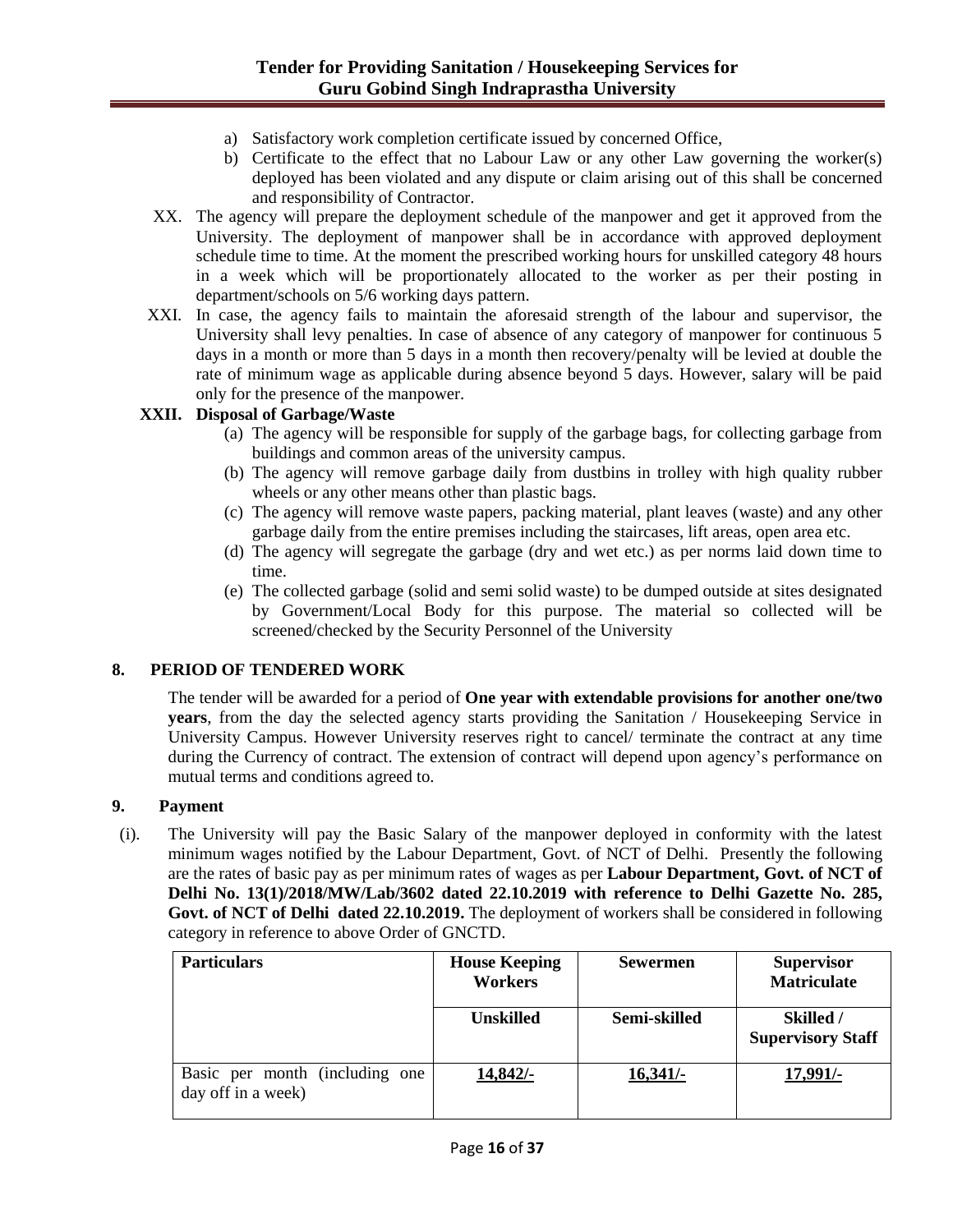a) Satisfactory work completion certificate issued by concerned Office,
b) Certificate to the effect that no Labour Law or any other Law governing the worker(s) deployed has been violated and any dispute or claim arising out of this shall be concerned and responsibility of Contractor.

XX. The agency will prepare the deployment schedule of the manpower and get it approved from the University. The deployment of manpower shall be in accordance with approved deployment schedule time to time. At the moment the prescribed working hours for unskilled category 48 hours in a week which will be proportionately allocated to the worker as per their posting in department/schools on 5/6 working days pattern.

XXI. In case, the agency fails to maintain the aforesaid strength of the labour and supervisor, the University shall levy penalties. In case of absence of any category of manpower for continuous 5 days in a month or more than 5 days in a month then recovery/penalty will be levied at double the rate of minimum wage as applicable during absence beyond 5 days. However, salary will be paid only for the presence of the manpower.

**XXII. Disposal of Garbage/Waste**

(a) The agency will be responsible for supply of the garbage bags, for collecting garbage from buildings and common areas of the university campus.
(b) The agency will remove garbage daily from dustbins in trolley with high quality rubber wheels or any other means other than plastic bags.
(c) The agency will remove waste papers, packing material, plant leaves (waste) and any other garbage daily from the entire premises including the staircases, lift areas, open area etc.
(d) The agency will segregate the garbage (dry and wet etc.) as per norms laid down time to time.
(e) The collected garbage (solid and semi solid waste) to be dumped outside at sites designated by Government/Local Body for this purpose. The material so collected will be screened/checked by the Security Personnel of the University

## 8. PERIOD OF TENDERED WORK

The tender will be awarded for a period of **One year with extendable provisions for another one/two years**, from the day the selected agency starts providing the Sanitation / Housekeeping Service in University Campus. However University reserves right to cancel/ terminate the contract at any time during the Currency of contract. The extension of contract will depend upon agency's performance on mutual terms and conditions agreed to.

## 9. Payment

(i). The University will pay the Basic Salary of the manpower deployed in conformity with the latest minimum wages notified by the Labour Department, Govt. of NCT of Delhi. Presently the following are the rates of basic pay as per minimum rates of wages as per **Labour Department, Govt. of NCT of Delhi No. 13(1)/2018/MW/Lab/3602 dated 22.10.2019 with reference to Delhi Gazette No. 285, Govt. of NCT of Delhi dated 22.10.2019.** The deployment of workers shall be considered in following category in reference to above Order of GNCTD.

| **Particulars** | **House Keeping Workers** | **Sewermen** | **Supervisor Matriculate** |
|---|---|---|---|
| | **Unskilled** | **Semi-skilled** | **Skilled / Supervisory Staff** |
| Basic per month (including one day off in a week) | **14,842/-** | **16,341/-** | **17,991/-** |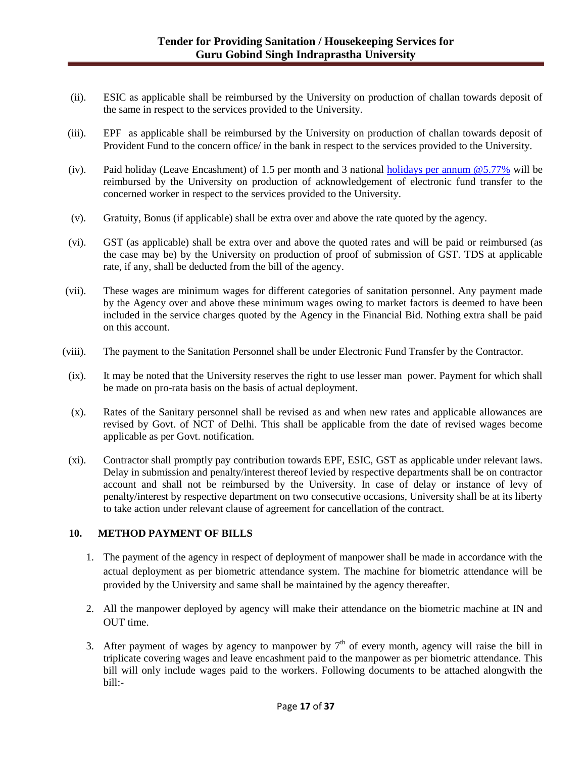(ii). ESIC as applicable shall be reimbursed by the University on production of challan towards deposit of the same in respect to the services provided to the University.

(iii). EPF as applicable shall be reimbursed by the University on production of challan towards deposit of Provident Fund to the concern office/ in the bank in respect to the services provided to the University.

(iv). Paid holiday (Leave Encashment) of 1.5 per month and 3 national holidays per annum @5.77% will be reimbursed by the University on production of acknowledgement of electronic fund transfer to the concerned worker in respect to the services provided to the University.

(v). Gratuity, Bonus (if applicable) shall be extra over and above the rate quoted by the agency.

(vi). GST (as applicable) shall be extra over and above the quoted rates and will be paid or reimbursed (as the case may be) by the University on production of proof of submission of GST. TDS at applicable rate, if any, shall be deducted from the bill of the agency.

(vii). These wages are minimum wages for different categories of sanitation personnel. Any payment made by the Agency over and above these minimum wages owing to market factors is deemed to have been included in the service charges quoted by the Agency in the Financial Bid. Nothing extra shall be paid on this account.

(viii). The payment to the Sanitation Personnel shall be under Electronic Fund Transfer by the Contractor.

(ix). It may be noted that the University reserves the right to use lesser man power. Payment for which shall be made on pro-rata basis on the basis of actual deployment.

(x). Rates of the Sanitary personnel shall be revised as and when new rates and applicable allowances are revised by Govt. of NCT of Delhi. This shall be applicable from the date of revised wages become applicable as per Govt. notification.

(xi). Contractor shall promptly pay contribution towards EPF, ESIC, GST as applicable under relevant laws. Delay in submission and penalty/interest thereof levied by respective departments shall be on contractor account and shall not be reimbursed by the University. In case of delay or instance of levy of penalty/interest by respective department on two consecutive occasions, University shall be at its liberty to take action under relevant clause of agreement for cancellation of the contract.

## 10. METHOD PAYMENT OF BILLS

1. The payment of the agency in respect of deployment of manpower shall be made in accordance with the actual deployment as per biometric attendance system. The machine for biometric attendance will be provided by the University and same shall be maintained by the agency thereafter.

2. All the manpower deployed by agency will make their attendance on the biometric machine at IN and OUT time.

3. After payment of wages by agency to manpower by 7th of every month, agency will raise the bill in triplicate covering wages and leave encashment paid to the manpower as per biometric attendance. This bill will only include wages paid to the workers. Following documents to be attached alongwith the bill:-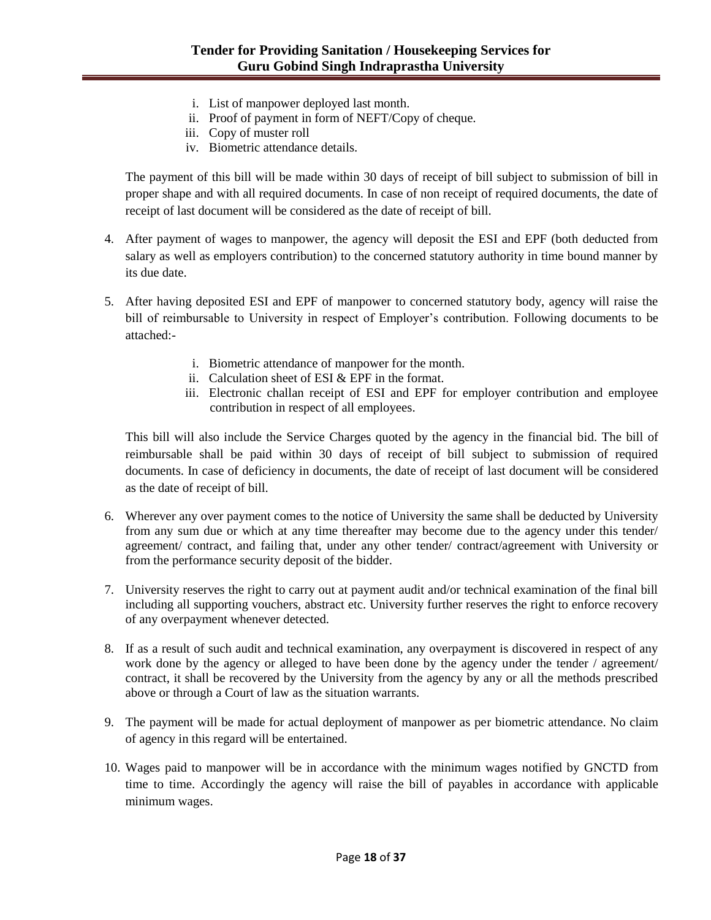i. List of manpower deployed last month.
ii. Proof of payment in form of NEFT/Copy of cheque.
iii. Copy of muster roll
iv. Biometric attendance details.

The payment of this bill will be made within 30 days of receipt of bill subject to submission of bill in proper shape and with all required documents. In case of non receipt of required documents, the date of receipt of last document will be considered as the date of receipt of bill.

4. After payment of wages to manpower, the agency will deposit the ESI and EPF (both deducted from salary as well as employers contribution) to the concerned statutory authority in time bound manner by its due date.

5. After having deposited ESI and EPF of manpower to concerned statutory body, agency will raise the bill of reimbursable to University in respect of Employer's contribution. Following documents to be attached:-

   i. Biometric attendance of manpower for the month.
   ii. Calculation sheet of ESI & EPF in the format.
   iii. Electronic challan receipt of ESI and EPF for employer contribution and employee contribution in respect of all employees.

   This bill will also include the Service Charges quoted by the agency in the financial bid. The bill of reimbursable shall be paid within 30 days of receipt of bill subject to submission of required documents. In case of deficiency in documents, the date of receipt of last document will be considered as the date of receipt of bill.

6. Wherever any over payment comes to the notice of University the same shall be deducted by University from any sum due or which at any time thereafter may become due to the agency under this tender/ agreement/ contract, and failing that, under any other tender/ contract/agreement with University or from the performance security deposit of the bidder.

7. University reserves the right to carry out at payment audit and/or technical examination of the final bill including all supporting vouchers, abstract etc. University further reserves the right to enforce recovery of any overpayment whenever detected.

8. If as a result of such audit and technical examination, any overpayment is discovered in respect of any work done by the agency or alleged to have been done by the agency under the tender / agreement/ contract, it shall be recovered by the University from the agency by any or all the methods prescribed above or through a Court of law as the situation warrants.

9. The payment will be made for actual deployment of manpower as per biometric attendance. No claim of agency in this regard will be entertained.

10. Wages paid to manpower will be in accordance with the minimum wages notified by GNCTD from time to time. Accordingly the agency will raise the bill of payables in accordance with applicable minimum wages.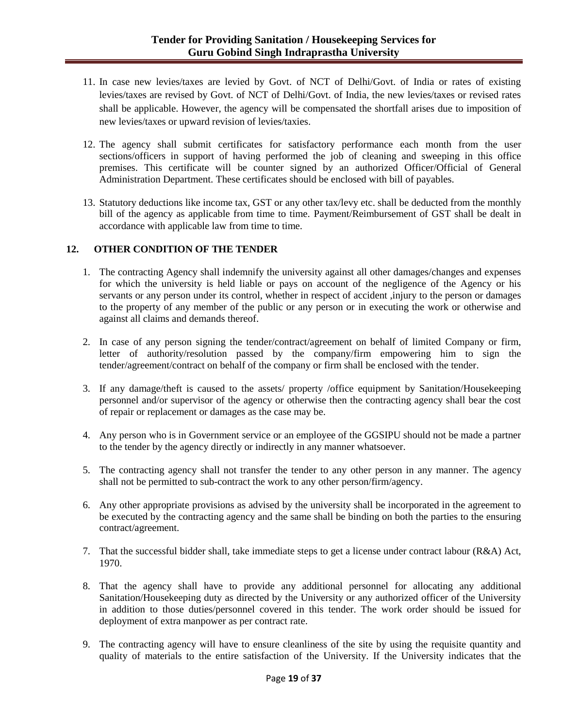11. In case new levies/taxes are levied by Govt. of NCT of Delhi/Govt. of India or rates of existing levies/taxes are revised by Govt. of NCT of Delhi/Govt. of India, the new levies/taxes or revised rates shall be applicable. However, the agency will be compensated the shortfall arises due to imposition of new levies/taxes or upward revision of levies/taxies.

12. The agency shall submit certificates for satisfactory performance each month from the user sections/officers in support of having performed the job of cleaning and sweeping in this office premises. This certificate will be counter signed by an authorized Officer/Official of General Administration Department. These certificates should be enclosed with bill of payables.

13. Statutory deductions like income tax, GST or any other tax/levy etc. shall be deducted from the monthly bill of the agency as applicable from time to time. Payment/Reimbursement of GST shall be dealt in accordance with applicable law from time to time.

## 12. OTHER CONDITION OF THE TENDER

1. The contracting Agency shall indemnify the university against all other damages/changes and expenses for which the university is held liable or pays on account of the negligence of the Agency or his servants or any person under its control, whether in respect of accident ,injury to the person or damages to the property of any member of the public or any person or in executing the work or otherwise and against all claims and demands thereof.

2. In case of any person signing the tender/contract/agreement on behalf of limited Company or firm, letter of authority/resolution passed by the company/firm empowering him to sign the tender/agreement/contract on behalf of the company or firm shall be enclosed with the tender.

3. If any damage/theft is caused to the assets/ property /office equipment by Sanitation/Housekeeping personnel and/or supervisor of the agency or otherwise then the contracting agency shall bear the cost of repair or replacement or damages as the case may be.

4. Any person who is in Government service or an employee of the GGSIPU should not be made a partner to the tender by the agency directly or indirectly in any manner whatsoever.

5. The contracting agency shall not transfer the tender to any other person in any manner. The agency shall not be permitted to sub-contract the work to any other person/firm/agency.

6. Any other appropriate provisions as advised by the university shall be incorporated in the agreement to be executed by the contracting agency and the same shall be binding on both the parties to the ensuring contract/agreement.

7. That the successful bidder shall, take immediate steps to get a license under contract labour (R&A) Act, 1970.

8. That the agency shall have to provide any additional personnel for allocating any additional Sanitation/Housekeeping duty as directed by the University or any authorized officer of the University in addition to those duties/personnel covered in this tender. The work order should be issued for deployment of extra manpower as per contract rate.

9. The contracting agency will have to ensure cleanliness of the site by using the requisite quantity and quality of materials to the entire satisfaction of the University. If the University indicates that the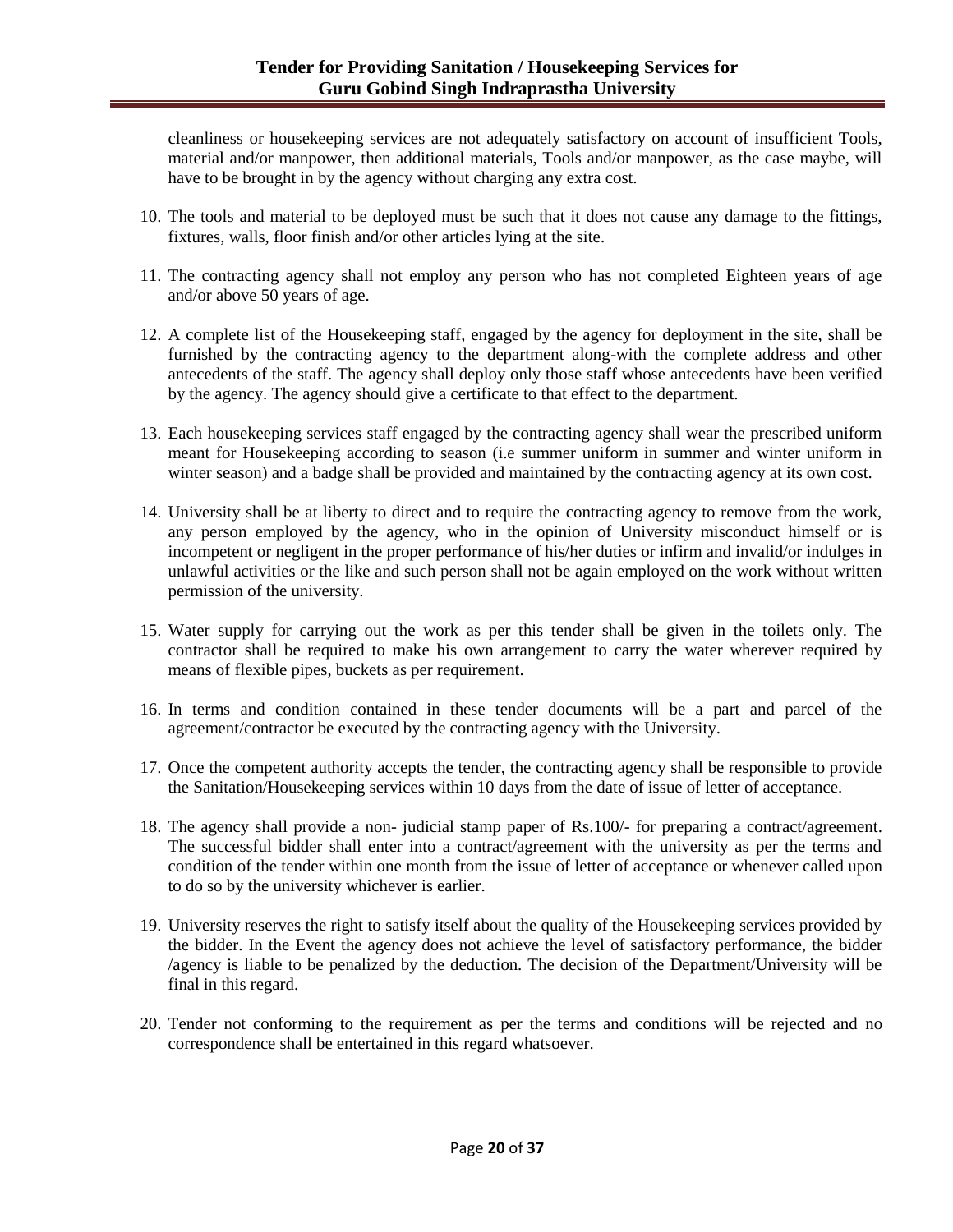cleanliness or housekeeping services are not adequately satisfactory on account of insufficient Tools, material and/or manpower, then additional materials, Tools and/or manpower, as the case maybe, will have to be brought in by the agency without charging any extra cost.

10. The tools and material to be deployed must be such that it does not cause any damage to the fittings, fixtures, walls, floor finish and/or other articles lying at the site.

11. The contracting agency shall not employ any person who has not completed Eighteen years of age and/or above 50 years of age.

12. A complete list of the Housekeeping staff, engaged by the agency for deployment in the site, shall be furnished by the contracting agency to the department along-with the complete address and other antecedents of the staff. The agency shall deploy only those staff whose antecedents have been verified by the agency. The agency should give a certificate to that effect to the department.

13. Each housekeeping services staff engaged by the contracting agency shall wear the prescribed uniform meant for Housekeeping according to season (i.e summer uniform in summer and winter uniform in winter season) and a badge shall be provided and maintained by the contracting agency at its own cost.

14. University shall be at liberty to direct and to require the contracting agency to remove from the work, any person employed by the agency, who in the opinion of University misconduct himself or is incompetent or negligent in the proper performance of his/her duties or infirm and invalid/or indulges in unlawful activities or the like and such person shall not be again employed on the work without written permission of the university.

15. Water supply for carrying out the work as per this tender shall be given in the toilets only. The contractor shall be required to make his own arrangement to carry the water wherever required by means of flexible pipes, buckets as per requirement.

16. In terms and condition contained in these tender documents will be a part and parcel of the agreement/contractor be executed by the contracting agency with the University.

17. Once the competent authority accepts the tender, the contracting agency shall be responsible to provide the Sanitation/Housekeeping services within 10 days from the date of issue of letter of acceptance.

18. The agency shall provide a non- judicial stamp paper of Rs.100/- for preparing a contract/agreement. The successful bidder shall enter into a contract/agreement with the university as per the terms and condition of the tender within one month from the issue of letter of acceptance or whenever called upon to do so by the university whichever is earlier.

19. University reserves the right to satisfy itself about the quality of the Housekeeping services provided by the bidder. In the Event the agency does not achieve the level of satisfactory performance, the bidder /agency is liable to be penalized by the deduction. The decision of the Department/University will be final in this regard.

20. Tender not conforming to the requirement as per the terms and conditions will be rejected and no correspondence shall be entertained in this regard whatsoever.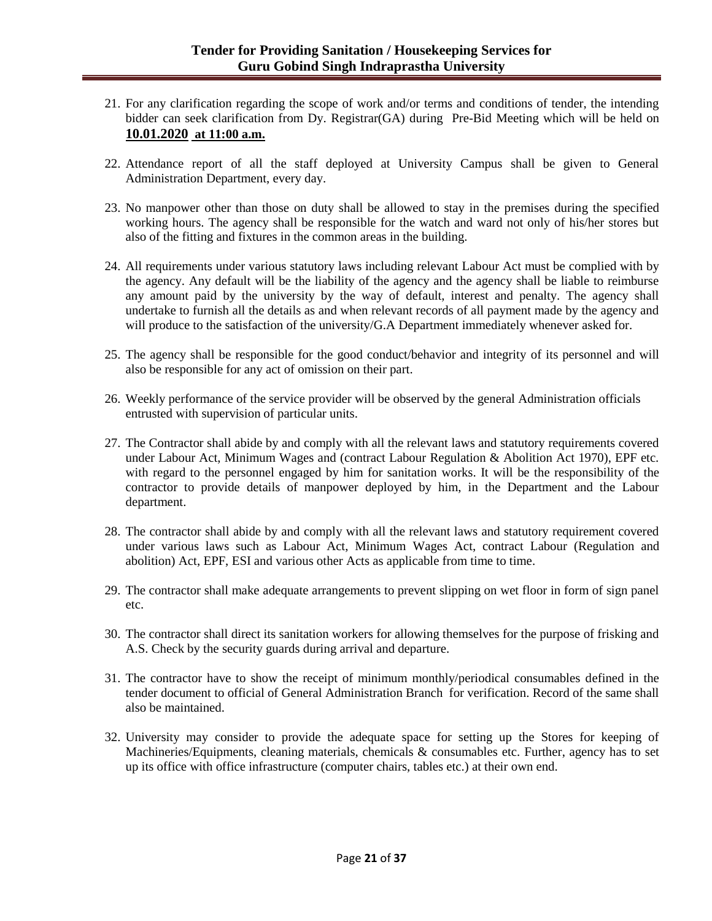21. For any clarification regarding the scope of work and/or terms and conditions of tender, the intending bidder can seek clarification from Dy. Registrar(GA) during Pre-Bid Meeting which will be held on **10.01.2020 at 11:00 a.m.**

22. Attendance report of all the staff deployed at University Campus shall be given to General Administration Department, every day.

23. No manpower other than those on duty shall be allowed to stay in the premises during the specified working hours. The agency shall be responsible for the watch and ward not only of his/her stores but also of the fitting and fixtures in the common areas in the building.

24. All requirements under various statutory laws including relevant Labour Act must be complied with by the agency. Any default will be the liability of the agency and the agency shall be liable to reimburse any amount paid by the university by the way of default, interest and penalty. The agency shall undertake to furnish all the details as and when relevant records of all payment made by the agency and will produce to the satisfaction of the university/G.A Department immediately whenever asked for.

25. The agency shall be responsible for the good conduct/behavior and integrity of its personnel and will also be responsible for any act of omission on their part.

26. Weekly performance of the service provider will be observed by the general Administration officials entrusted with supervision of particular units.

27. The Contractor shall abide by and comply with all the relevant laws and statutory requirements covered under Labour Act, Minimum Wages and (contract Labour Regulation & Abolition Act 1970), EPF etc. with regard to the personnel engaged by him for sanitation works. It will be the responsibility of the contractor to provide details of manpower deployed by him, in the Department and the Labour department.

28. The contractor shall abide by and comply with all the relevant laws and statutory requirement covered under various laws such as Labour Act, Minimum Wages Act, contract Labour (Regulation and abolition) Act, EPF, ESI and various other Acts as applicable from time to time.

29. The contractor shall make adequate arrangements to prevent slipping on wet floor in form of sign panel etc.

30. The contractor shall direct its sanitation workers for allowing themselves for the purpose of frisking and A.S. Check by the security guards during arrival and departure.

31. The contractor have to show the receipt of minimum monthly/periodical consumables defined in the tender document to official of General Administration Branch for verification. Record of the same shall also be maintained.

32. University may consider to provide the adequate space for setting up the Stores for keeping of Machineries/Equipments, cleaning materials, chemicals & consumables etc. Further, agency has to set up its office with office infrastructure (computer chairs, tables etc.) at their own end.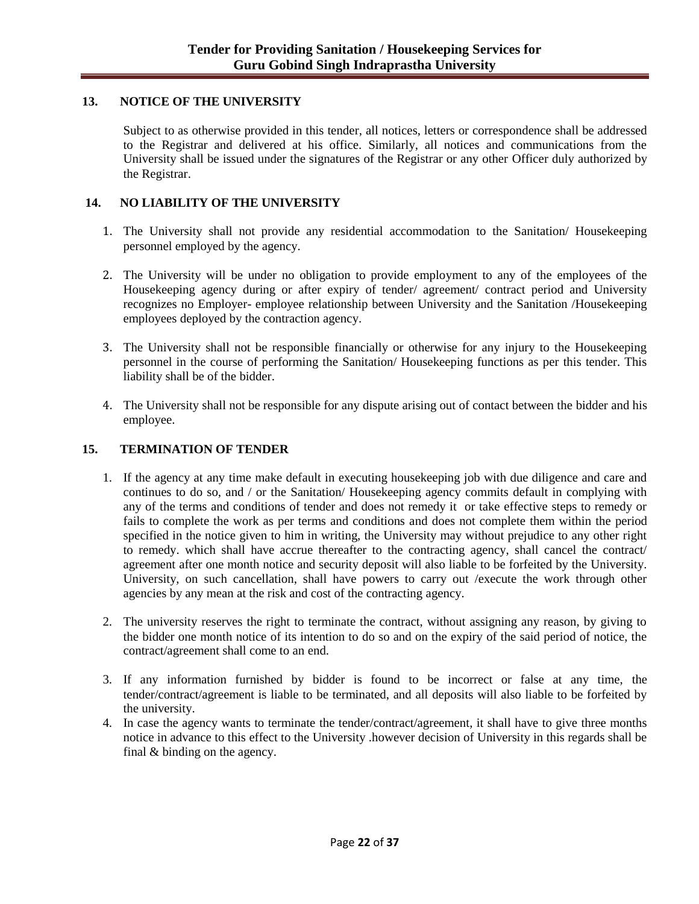## 13. NOTICE OF THE UNIVERSITY

Subject to as otherwise provided in this tender, all notices, letters or correspondence shall be addressed to the Registrar and delivered at his office. Similarly, all notices and communications from the University shall be issued under the signatures of the Registrar or any other Officer duly authorized by the Registrar.

## 14. NO LIABILITY OF THE UNIVERSITY

1. The University shall not provide any residential accommodation to the Sanitation/ Housekeeping personnel employed by the agency.
2. The University will be under no obligation to provide employment to any of the employees of the Housekeeping agency during or after expiry of tender/ agreement/ contract period and University recognizes no Employer- employee relationship between University and the Sanitation /Housekeeping employees deployed by the contraction agency.
3. The University shall not be responsible financially or otherwise for any injury to the Housekeeping personnel in the course of performing the Sanitation/ Housekeeping functions as per this tender. This liability shall be of the bidder.
4. The University shall not be responsible for any dispute arising out of contact between the bidder and his employee.

## 15. TERMINATION OF TENDER

1. If the agency at any time make default in executing housekeeping job with due diligence and care and continues to do so, and / or the Sanitation/ Housekeeping agency commits default in complying with any of the terms and conditions of tender and does not remedy it or take effective steps to remedy or fails to complete the work as per terms and conditions and does not complete them within the period specified in the notice given to him in writing, the University may without prejudice to any other right to remedy. which shall have accrue thereafter to the contracting agency, shall cancel the contract/ agreement after one month notice and security deposit will also liable to be forfeited by the University. University, on such cancellation, shall have powers to carry out /execute the work through other agencies by any mean at the risk and cost of the contracting agency.
2. The university reserves the right to terminate the contract, without assigning any reason, by giving to the bidder one month notice of its intention to do so and on the expiry of the said period of notice, the contract/agreement shall come to an end.
3. If any information furnished by bidder is found to be incorrect or false at any time, the tender/contract/agreement is liable to be terminated, and all deposits will also liable to be forfeited by the university.
4. In case the agency wants to terminate the tender/contract/agreement, it shall have to give three months notice in advance to this effect to the University .however decision of University in this regards shall be final & binding on the agency.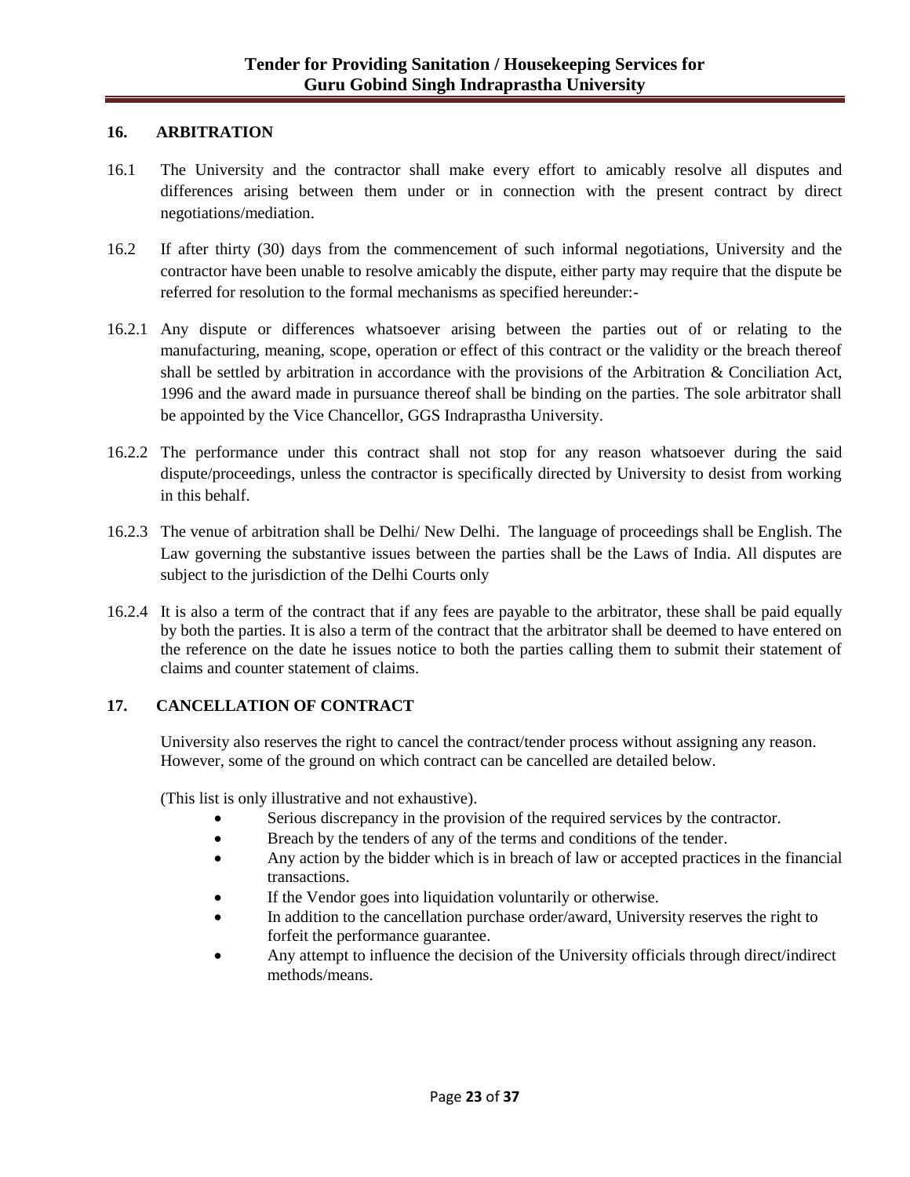## 16. ARBITRATION

16.1 The University and the contractor shall make every effort to amicably resolve all disputes and differences arising between them under or in connection with the present contract by direct negotiations/mediation.

16.2 If after thirty (30) days from the commencement of such informal negotiations, University and the contractor have been unable to resolve amicably the dispute, either party may require that the dispute be referred for resolution to the formal mechanisms as specified hereunder:-

16.2.1 Any dispute or differences whatsoever arising between the parties out of or relating to the manufacturing, meaning, scope, operation or effect of this contract or the validity or the breach thereof shall be settled by arbitration in accordance with the provisions of the Arbitration & Conciliation Act, 1996 and the award made in pursuance thereof shall be binding on the parties. The sole arbitrator shall be appointed by the Vice Chancellor, GGS Indraprastha University.

16.2.2 The performance under this contract shall not stop for any reason whatsoever during the said dispute/proceedings, unless the contractor is specifically directed by University to desist from working in this behalf.

16.2.3 The venue of arbitration shall be Delhi/ New Delhi. The language of proceedings shall be English. The Law governing the substantive issues between the parties shall be the Laws of India. All disputes are subject to the jurisdiction of the Delhi Courts only

16.2.4 It is also a term of the contract that if any fees are payable to the arbitrator, these shall be paid equally by both the parties. It is also a term of the contract that the arbitrator shall be deemed to have entered on the reference on the date he issues notice to both the parties calling them to submit their statement of claims and counter statement of claims.

## 17. CANCELLATION OF CONTRACT

University also reserves the right to cancel the contract/tender process without assigning any reason. However, some of the ground on which contract can be cancelled are detailed below.

(This list is only illustrative and not exhaustive).

- Serious discrepancy in the provision of the required services by the contractor.
- Breach by the tenders of any of the terms and conditions of the tender.
- Any action by the bidder which is in breach of law or accepted practices in the financial transactions.
- If the Vendor goes into liquidation voluntarily or otherwise.
- In addition to the cancellation purchase order/award, University reserves the right to forfeit the performance guarantee.
- Any attempt to influence the decision of the University officials through direct/indirect methods/means.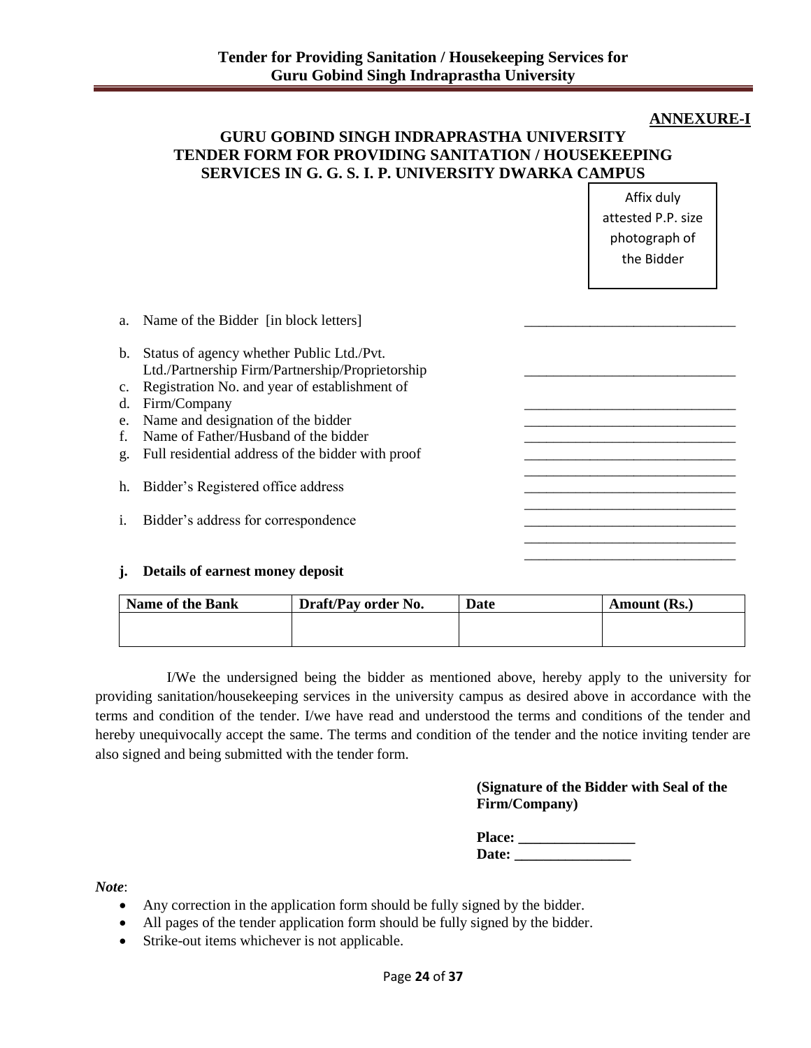**ANNEXURE-I**

## GURU GOBIND SINGH INDRAPRASTHA UNIVERSITY
## TENDER FORM FOR PROVIDING SANITATION / HOUSEKEEPING SERVICES IN G. G. S. I. P. UNIVERSITY DWARKA CAMPUS

Affix duly attested P.P. size photograph of the Bidder

a. Name of the Bidder [in block letters] ______________________________

b. Status of agency whether Public Ltd./Pvt. Ltd./Partnership Firm/Partnership/Proprietorship ______________________________

c. Registration No. and year of establishment of

d. Firm/Company ______________________________

e. Name and designation of the bidder ______________________________

f. Name of Father/Husband of the bidder ______________________________

g. Full residential address of the bidder with proof ______________________________
______________________________

h. Bidder's Registered office address ______________________________
______________________________

i. Bidder's address for correspondence ______________________________
______________________________
______________________________

**j. Details of earnest money deposit**

| Name of the Bank | Draft/Pay order No. | Date | Amount (Rs.) |
|---|---|---|---|
| | | | |

I/We the undersigned being the bidder as mentioned above, hereby apply to the university for providing sanitation/housekeeping services in the university campus as desired above in accordance with the terms and condition of the tender. I/we have read and understood the terms and conditions of the tender and hereby unequivocally accept the same. The terms and condition of the tender and the notice inviting tender are also signed and being submitted with the tender form.

**(Signature of the Bidder with Seal of the Firm/Company)**

**Place: ________________**
**Date: ________________**

***Note***:

- Any correction in the application form should be fully signed by the bidder.
- All pages of the tender application form should be fully signed by the bidder.
- Strike-out items whichever is not applicable.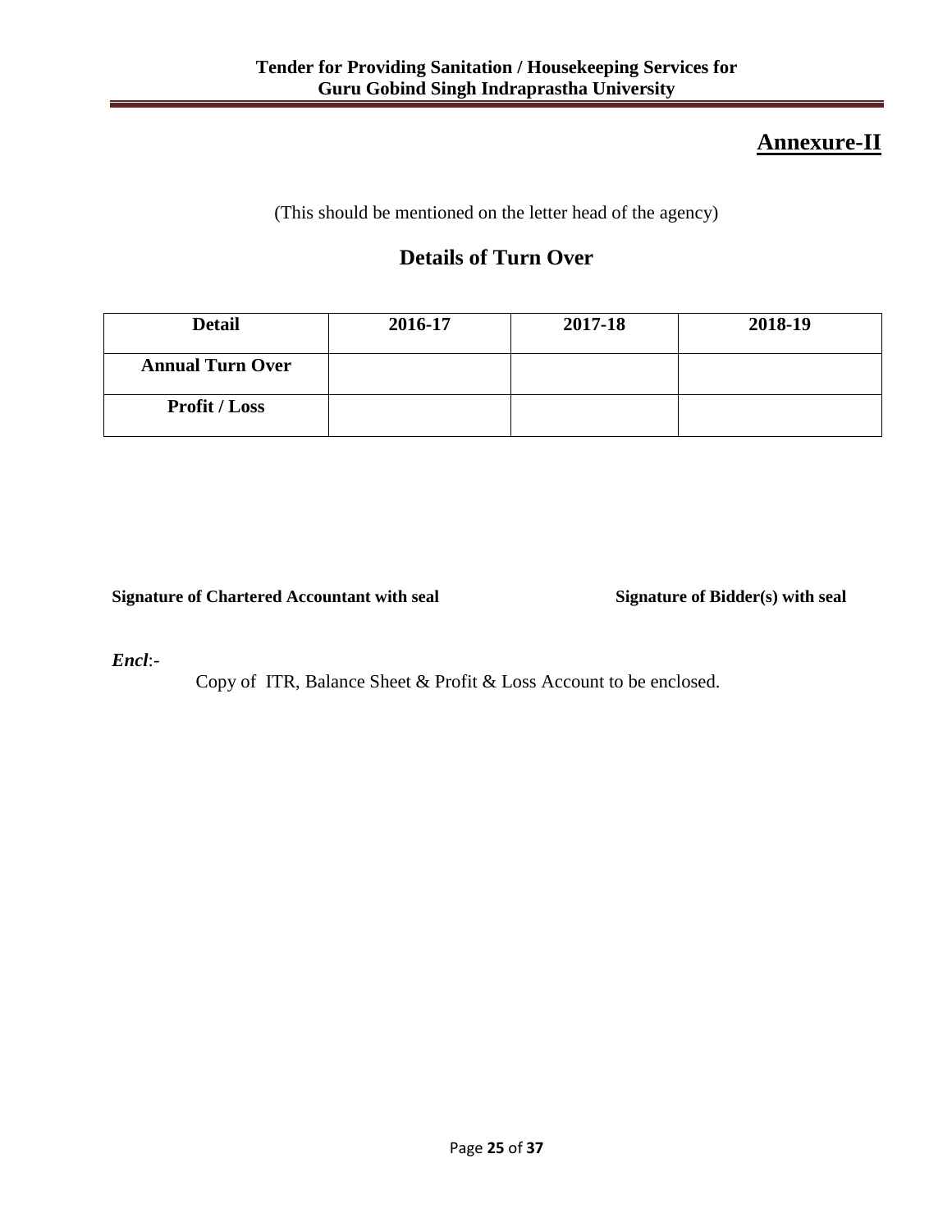## Annexure-II

(This should be mentioned on the letter head of the agency)

## Details of Turn Over

| Detail | 2016-17 | 2017-18 | 2018-19 |
|---|---|---|---|
| Annual Turn Over | | | |
| Profit / Loss | | | |

**Signature of Chartered Accountant with seal** **Signature of Bidder(s) with seal**

***Encl***:-

Copy of ITR, Balance Sheet & Profit & Loss Account to be enclosed.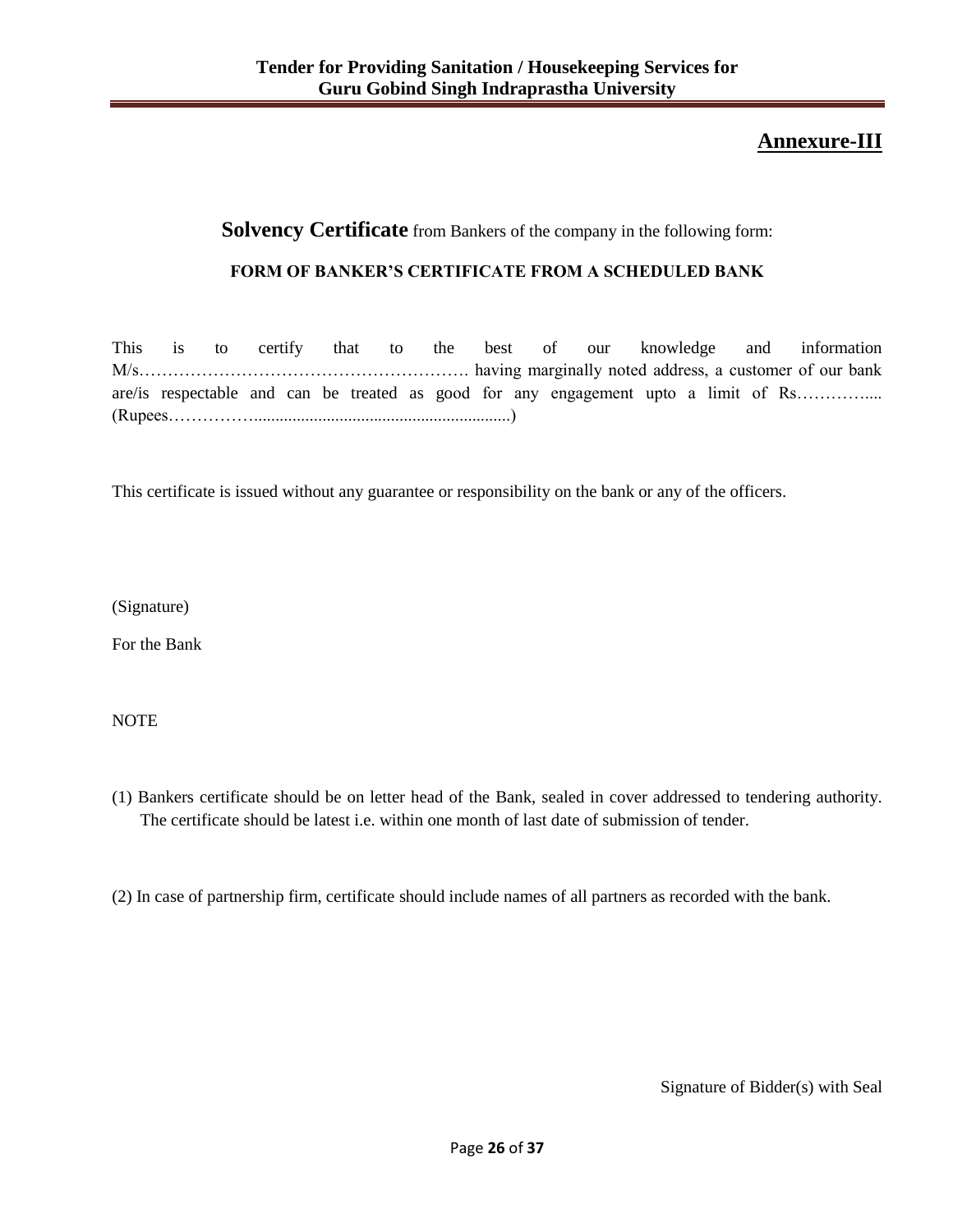## Annexure-III

**Solvency Certificate** from Bankers of the company in the following form:

**FORM OF BANKER'S CERTIFICATE FROM A SCHEDULED BANK**

This is to certify that to the best of our knowledge and information M/s…………………………………………………. having marginally noted address, a customer of our bank are/is respectable and can be treated as good for any engagement upto a limit of Rs………….... (Rupees……………............................................................)

This certificate is issued without any guarantee or responsibility on the bank or any of the officers.

(Signature)

For the Bank

NOTE

(1) Bankers certificate should be on letter head of the Bank, sealed in cover addressed to tendering authority. The certificate should be latest i.e. within one month of last date of submission of tender.

(2) In case of partnership firm, certificate should include names of all partners as recorded with the bank.

Signature of Bidder(s) with Seal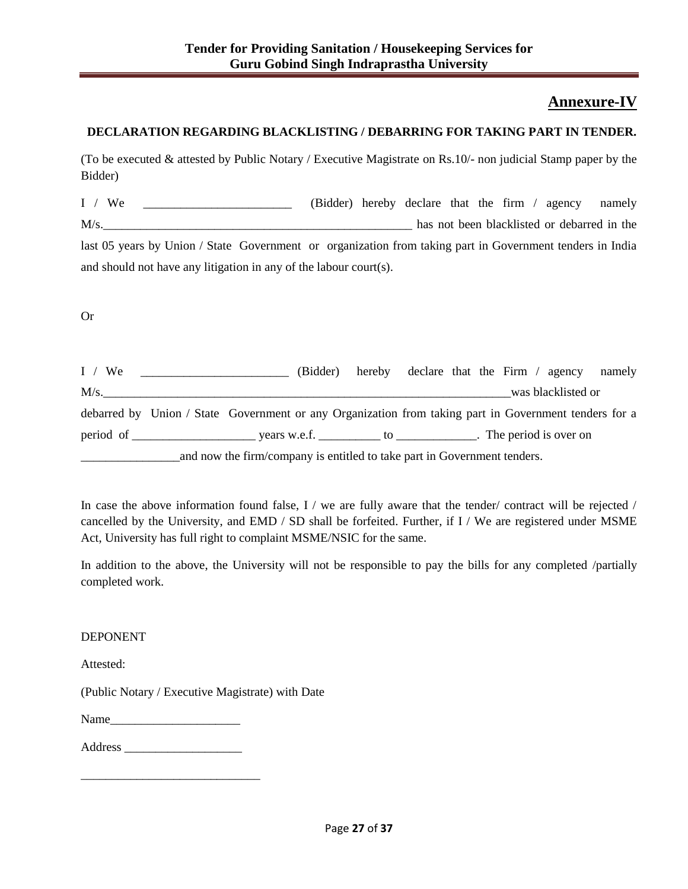## Annexure-IV

**DECLARATION REGARDING BLACKLISTING / DEBARRING FOR TAKING PART IN TENDER.**

(To be executed & attested by Public Notary / Executive Magistrate on Rs.10/- non judicial Stamp paper by the Bidder)

I / We ________________________ (Bidder) hereby declare that the firm / agency namely M/s.____________________________________________________ has not been blacklisted or debarred in the last 05 years by Union / State Government or organization from taking part in Government tenders in India and should not have any litigation in any of the labour court(s).

Or

I / We ________________________ (Bidder) hereby declare that the Firm / agency namely M/s.______________________________________________________________________was blacklisted or debarred by Union / State Government or any Organization from taking part in Government tenders for a period of ____________________ years w.e.f. __________ to _____________. The period is over on ________________and now the firm/company is entitled to take part in Government tenders.

In case the above information found false, I / we are fully aware that the tender/ contract will be rejected / cancelled by the University, and EMD / SD shall be forfeited. Further, if I / We are registered under MSME Act, University has full right to complaint MSME/NSIC for the same.

In addition to the above, the University will not be responsible to pay the bills for any completed /partially completed work.

DEPONENT

Attested:

(Public Notary / Executive Magistrate) with Date

Name_____________________

Address ___________________

______________________________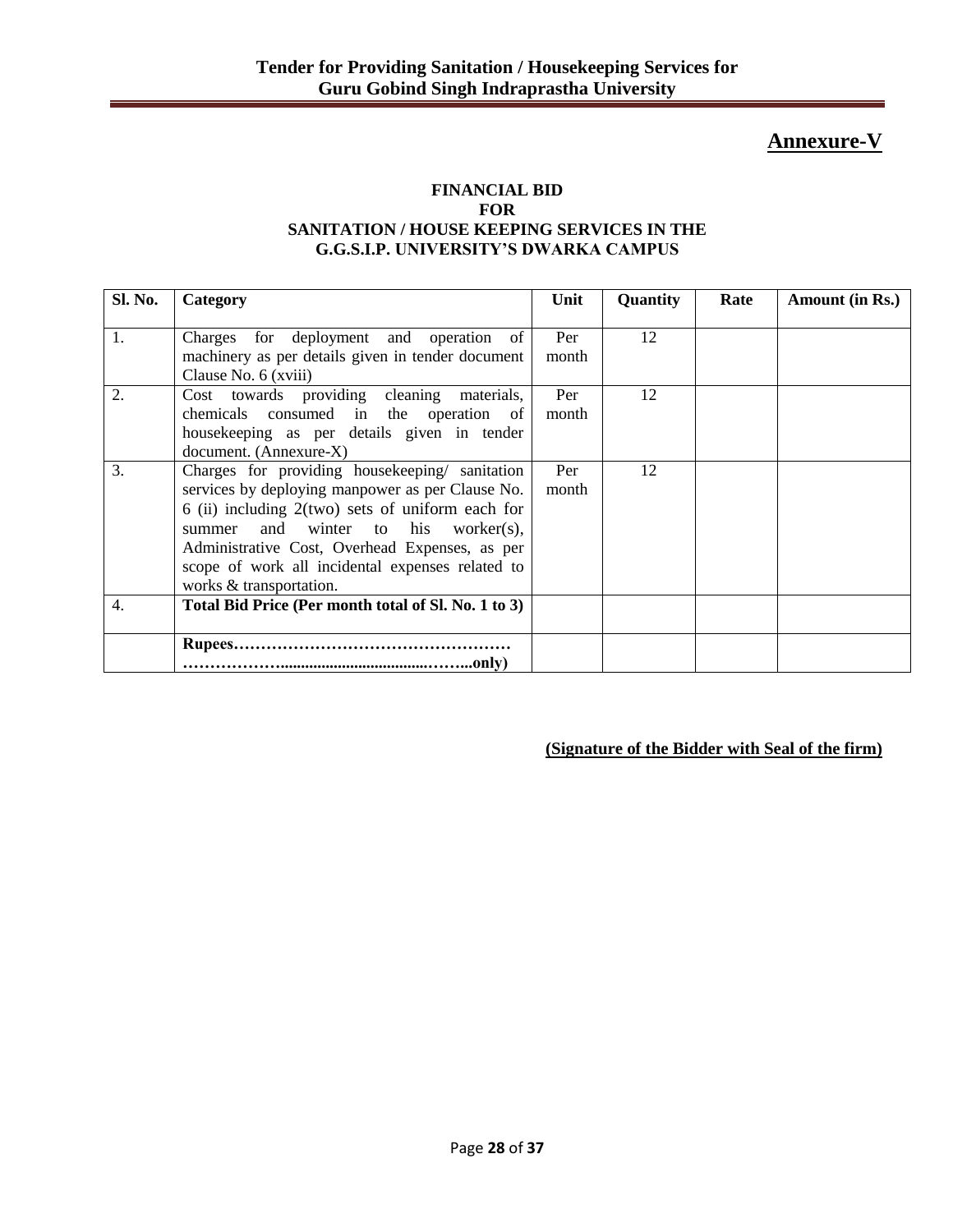## Annexure-V

**FINANCIAL BID**
**FOR**
**SANITATION / HOUSE KEEPING SERVICES IN THE**
**G.G.S.I.P. UNIVERSITY'S DWARKA CAMPUS**

| Sl. No. | Category | Unit | Quantity | Rate | Amount (in Rs.) |
|---|---|---|---|---|---|
| 1. | Charges for deployment and operation of machinery as per details given in tender document Clause No. 6 (xviii) | Per month | 12 | | |
| 2. | Cost towards providing cleaning materials, chemicals consumed in the operation of housekeeping as per details given in tender document. (Annexure-X) | Per month | 12 | | |
| 3. | Charges for providing housekeeping/ sanitation services by deploying manpower as per Clause No. 6 (ii) including 2(two) sets of uniform each for summer and winter to his worker(s), Administrative Cost, Overhead Expenses, as per scope of work all incidental expenses related to works & transportation. | Per month | 12 | | |
| 4. | **Total Bid Price (Per month total of Sl. No. 1 to 3)** | | | | |
| | **Rupees…………………………………………… ……………….....................................……...only)** | | | | |

**(Signature of the Bidder with Seal of the firm)**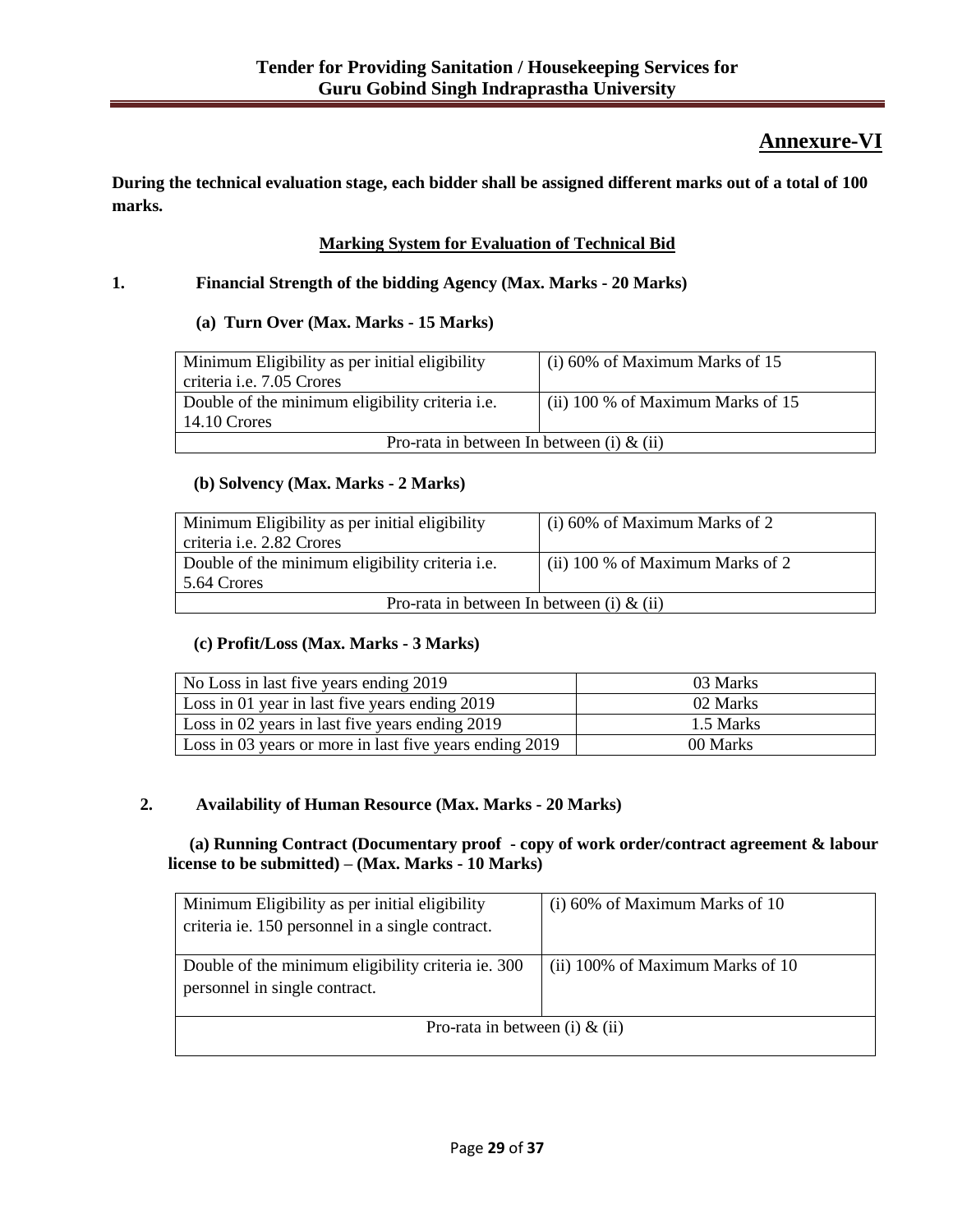## Annexure-VI

**During the technical evaluation stage, each bidder shall be assigned different marks out of a total of 100 marks.**

**Marking System for Evaluation of Technical Bid**

**1. Financial Strength of the bidding Agency (Max. Marks - 20 Marks)**

**(a) Turn Over (Max. Marks - 15 Marks)**

| Minimum Eligibility as per initial eligibility criteria i.e. 7.05 Crores | (i) 60% of Maximum Marks of 15 |
|---|---|
| Double of the minimum eligibility criteria i.e. 14.10 Crores | (ii) 100 % of Maximum Marks of 15 |
| Pro-rata in between In between (i) & (ii) | |

**(b) Solvency (Max. Marks - 2 Marks)**

| Minimum Eligibility as per initial eligibility criteria i.e. 2.82 Crores | (i) 60% of Maximum Marks of 2 |
|---|---|
| Double of the minimum eligibility criteria i.e. 5.64 Crores | (ii) 100 % of Maximum Marks of 2 |
| Pro-rata in between In between (i) & (ii) | |

**(c) Profit/Loss (Max. Marks - 3 Marks)**

| No Loss in last five years ending 2019 | 03 Marks |
|---|---|
| Loss in 01 year in last five years ending 2019 | 02 Marks |
| Loss in 02 years in last five years ending 2019 | 1.5 Marks |
| Loss in 03 years or more in last five years ending 2019 | 00 Marks |

**2. Availability of Human Resource (Max. Marks - 20 Marks)**

**(a) Running Contract (Documentary proof - copy of work order/contract agreement & labour license to be submitted) – (Max. Marks - 10 Marks)**

| Minimum Eligibility as per initial eligibility criteria ie. 150 personnel in a single contract. | (i) 60% of Maximum Marks of 10 |
|---|---|
| Double of the minimum eligibility criteria ie. 300 personnel in single contract. | (ii) 100% of Maximum Marks of 10 |
| Pro-rata in between (i) & (ii) | |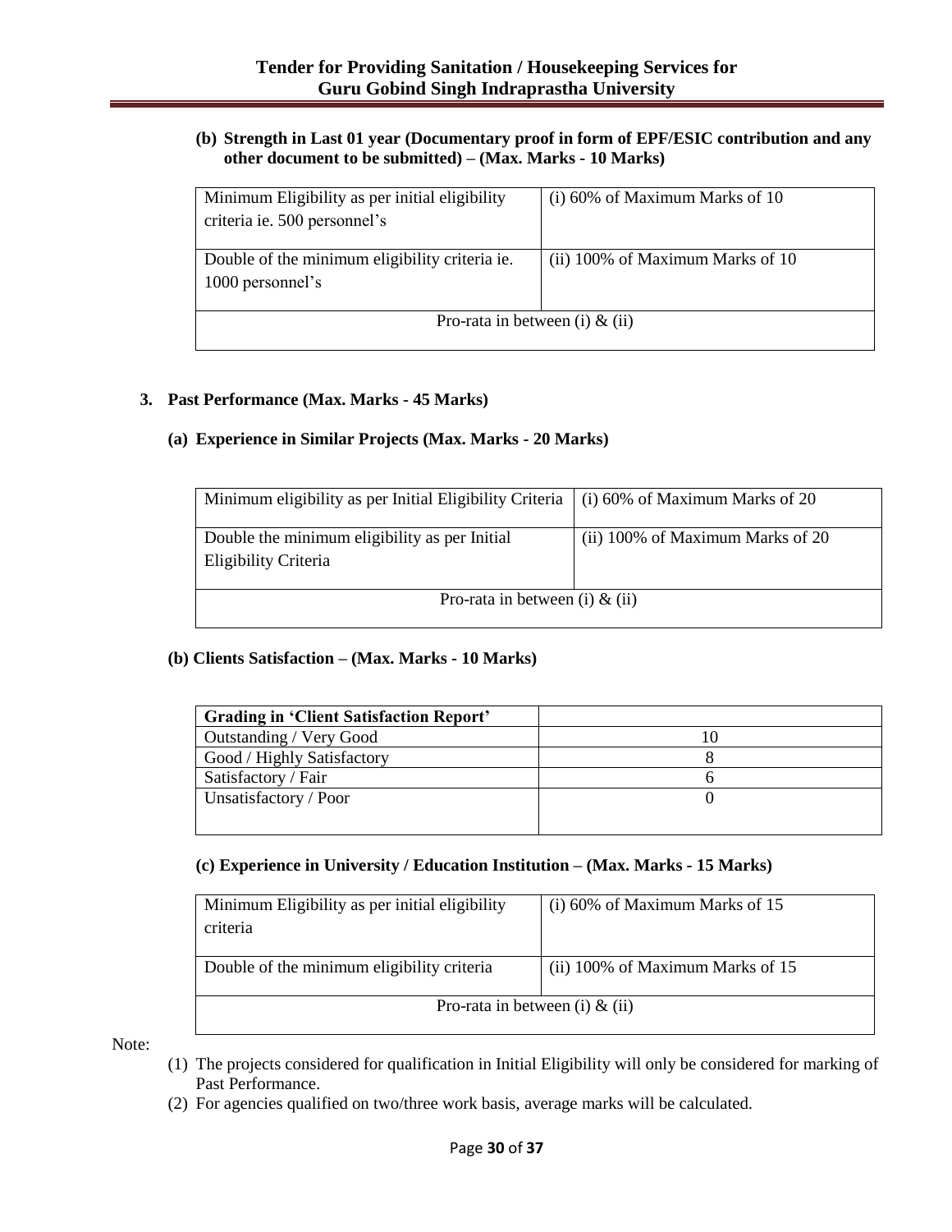**(b) Strength in Last 01 year (Documentary proof in form of EPF/ESIC contribution and any other document to be submitted) – (Max. Marks - 10 Marks)**

| Minimum Eligibility as per initial eligibility criteria ie. 500 personnel's | (i) 60% of Maximum Marks of 10 |
|---|---|
| Double of the minimum eligibility criteria ie. 1000 personnel's | (ii) 100% of Maximum Marks of 10 |
| Pro-rata in between (i) & (ii) | |

## 3. Past Performance (Max. Marks - 45 Marks)

### (a) Experience in Similar Projects (Max. Marks - 20 Marks)

| Minimum eligibility as per Initial Eligibility Criteria | (i) 60% of Maximum Marks of 20 |
|---|---|
| Double the minimum eligibility as per Initial Eligibility Criteria | (ii) 100% of Maximum Marks of 20 |
| Pro-rata in between (i) & (ii) | |

### (b) Clients Satisfaction – (Max. Marks - 10 Marks)

| Grading in 'Client Satisfaction Report' | |
|---|---|
| Outstanding / Very Good | 10 |
| Good / Highly Satisfactory | 8 |
| Satisfactory / Fair | 6 |
| Unsatisfactory / Poor | 0 |

### (c) Experience in University / Education Institution – (Max. Marks - 15 Marks)

| Minimum Eligibility as per initial eligibility criteria | (i) 60% of Maximum Marks of 15 |
|---|---|
| Double of the minimum eligibility criteria | (ii) 100% of Maximum Marks of 15 |
| Pro-rata in between (i) & (ii) | |

Note:

(1) The projects considered for qualification in Initial Eligibility will only be considered for marking of Past Performance.

(2) For agencies qualified on two/three work basis, average marks will be calculated.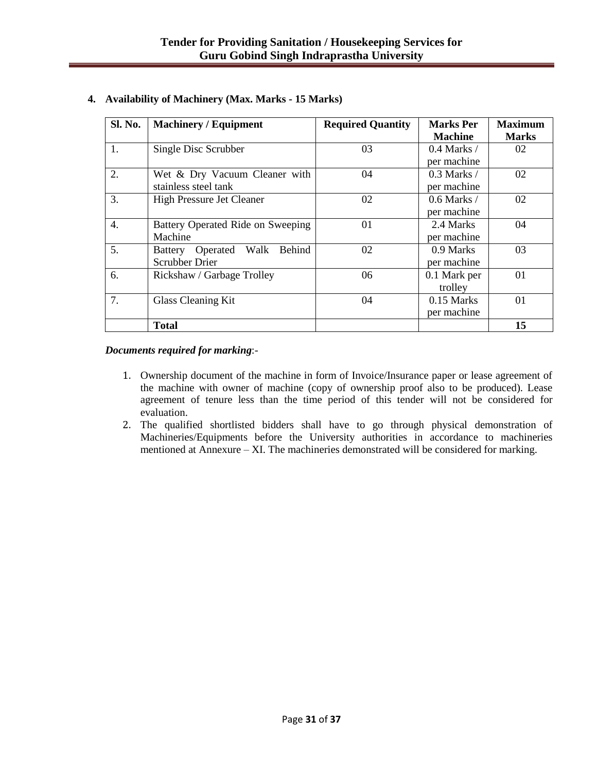## 4. Availability of Machinery (Max. Marks - 15 Marks)

| Sl. No. | Machinery / Equipment | Required Quantity | Marks Per Machine | Maximum Marks |
|---|---|---|---|---|
| 1. | Single Disc Scrubber | 03 | 0.4 Marks / per machine | 02 |
| 2. | Wet & Dry Vacuum Cleaner with stainless steel tank | 04 | 0.3 Marks / per machine | 02 |
| 3. | High Pressure Jet Cleaner | 02 | 0.6 Marks / per machine | 02 |
| 4. | Battery Operated Ride on Sweeping Machine | 01 | 2.4 Marks per machine | 04 |
| 5. | Battery Operated Walk Behind Scrubber Drier | 02 | 0.9 Marks per machine | 03 |
| 6. | Rickshaw / Garbage Trolley | 06 | 0.1 Mark per trolley | 01 |
| 7. | Glass Cleaning Kit | 04 | 0.15 Marks per machine | 01 |
| | **Total** | | | **15** |

***Documents required for marking***:-

1. Ownership document of the machine in form of Invoice/Insurance paper or lease agreement of the machine with owner of machine (copy of ownership proof also to be produced). Lease agreement of tenure less than the time period of this tender will not be considered for evaluation.
2. The qualified shortlisted bidders shall have to go through physical demonstration of Machineries/Equipments before the University authorities in accordance to machineries mentioned at Annexure – XI. The machineries demonstrated will be considered for marking.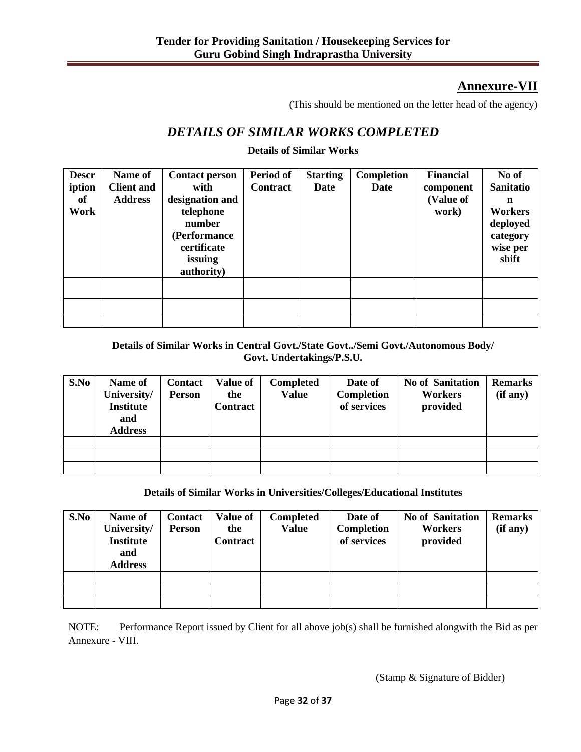## Annexure-VII

(This should be mentioned on the letter head of the agency)

# *DETAILS OF SIMILAR WORKS COMPLETED*

**Details of Similar Works**

| Description of Work | Name of Client and Address | Contact person with designation and telephone number (Performance certificate issuing authority) | Period of Contract | Starting Date | Completion Date | Financial component (Value of work) | No of Sanitation Workers deployed category wise per shift |
|---|---|---|---|---|---|---|---|
| | | | | | | | |
| | | | | | | | |
| | | | | | | | |

**Details of Similar Works in Central Govt./State Govt../Semi Govt./Autonomous Body/ Govt. Undertakings/P.S.U.**

| S.No | Name of University/ Institute and Address | Contact Person | Value of the Contract | Completed Value | Date of Completion of services | No of Sanitation Workers provided | Remarks (if any) |
|---|---|---|---|---|---|---|---|
| | | | | | | | |
| | | | | | | | |
| | | | | | | | |

**Details of Similar Works in Universities/Colleges/Educational Institutes**

| S.No | Name of University/ Institute and Address | Contact Person | Value of the Contract | Completed Value | Date of Completion of services | No of Sanitation Workers provided | Remarks (if any) |
|---|---|---|---|---|---|---|---|
| | | | | | | | |
| | | | | | | | |
| | | | | | | | |

NOTE: Performance Report issued by Client for all above job(s) shall be furnished alongwith the Bid as per Annexure - VIII.

(Stamp & Signature of Bidder)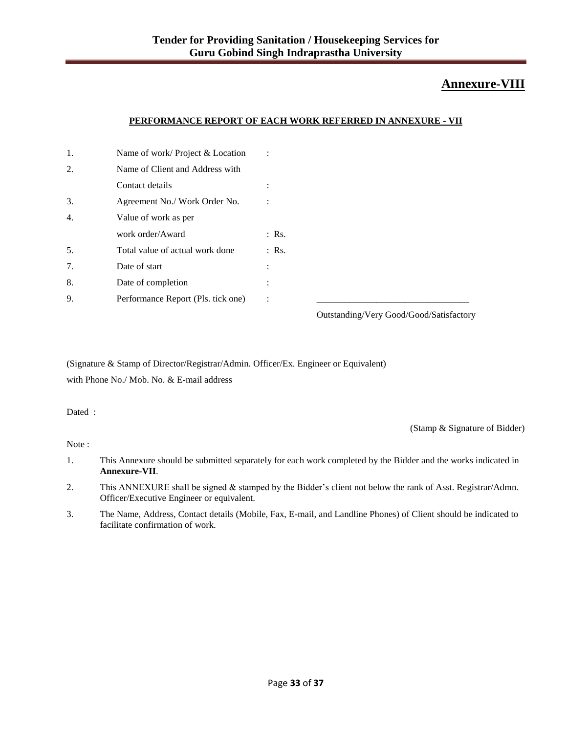# Annexure-VIII

**PERFORMANCE REPORT OF EACH WORK REFERRED IN ANNEXURE - VII**

| | | |
|---|---|---|
| 1. | Name of work/ Project & Location | : |
| 2. | Name of Client and Address with Contact details | : |
| 3. | Agreement No./ Work Order No. | : |
| 4. | Value of work as per work order/Award | : Rs. |
| 5. | Total value of actual work done | : Rs. |
| 7. | Date of start | : |
| 8. | Date of completion | : |
| 9. | Performance Report (Pls. tick one) | : ________________________________ Outstanding/Very Good/Good/Satisfactory |

(Signature & Stamp of Director/Registrar/Admin. Officer/Ex. Engineer or Equivalent)
with Phone No./ Mob. No. & E-mail address

Dated :

(Stamp & Signature of Bidder)

Note :

1. This Annexure should be submitted separately for each work completed by the Bidder and the works indicated in **Annexure-VII**.
2. This ANNEXURE shall be signed & stamped by the Bidder's client not below the rank of Asst. Registrar/Admn. Officer/Executive Engineer or equivalent.
3. The Name, Address, Contact details (Mobile, Fax, E-mail, and Landline Phones) of Client should be indicated to facilitate confirmation of work.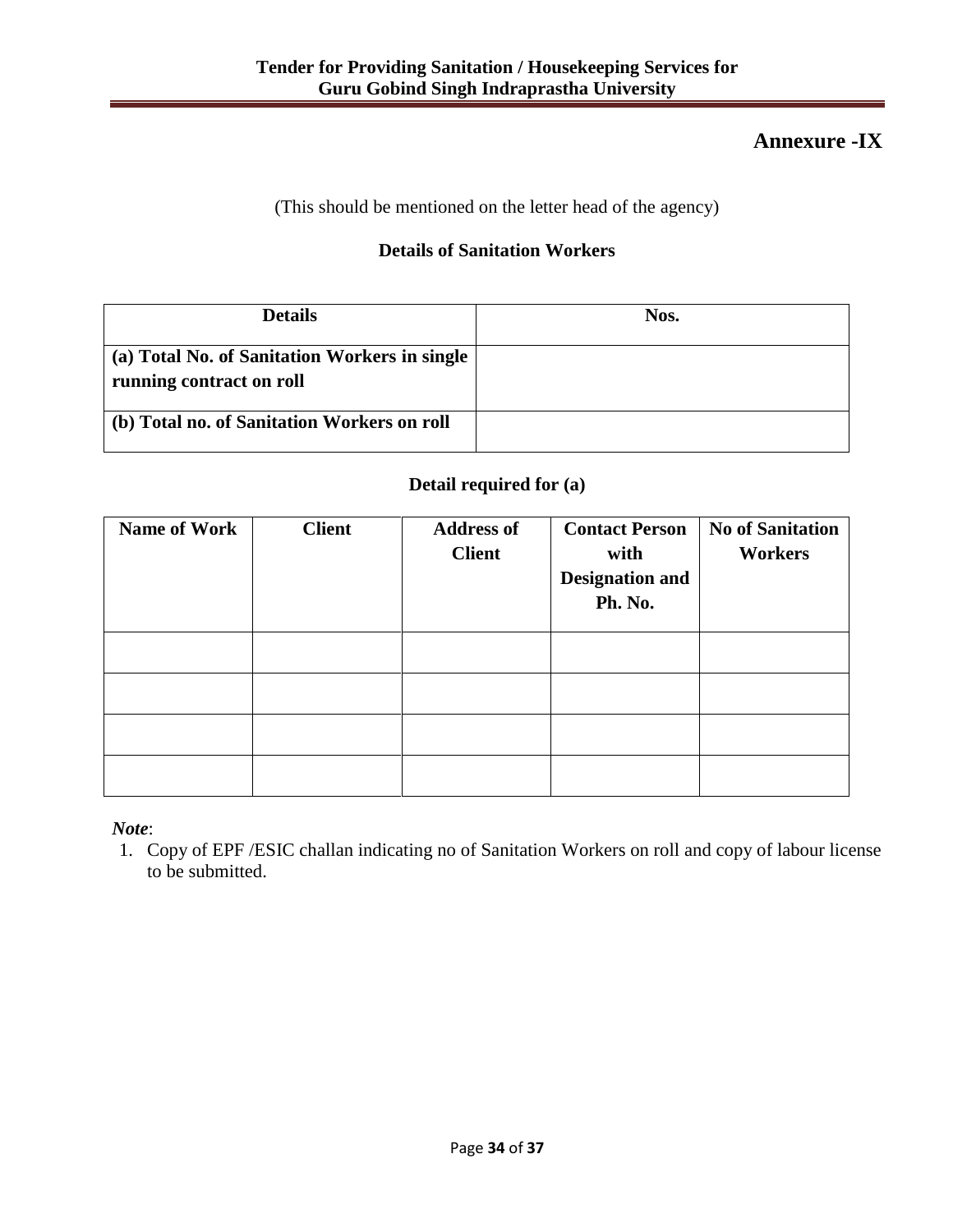# Annexure -IX

(This should be mentioned on the letter head of the agency)

**Details of Sanitation Workers**

| Details | Nos. |
|---|---|
| **(a) Total No. of Sanitation Workers in single running contract on roll** | |
| **(b) Total no. of Sanitation Workers on roll** | |

**Detail required for (a)**

| Name of Work | Client | Address of Client | Contact Person with Designation and Ph. No. | No of Sanitation Workers |
|---|---|---|---|---|
| | | | | |
| | | | | |
| | | | | |
| | | | | |

***Note***:

1. Copy of EPF /ESIC challan indicating no of Sanitation Workers on roll and copy of labour license to be submitted.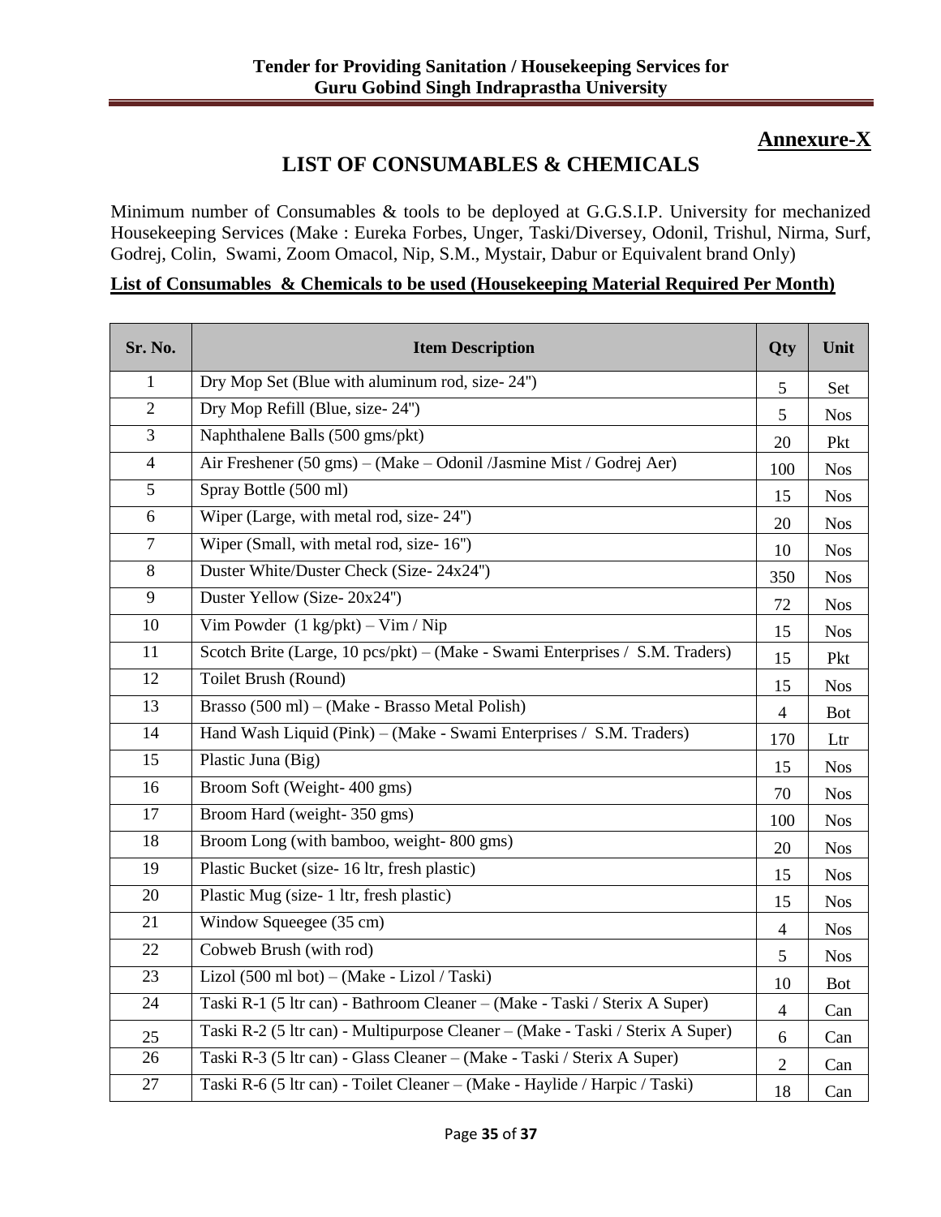**Annexure-X**

# LIST OF CONSUMABLES & CHEMICALS

Minimum number of Consumables & tools to be deployed at G.G.S.I.P. University for mechanized Housekeeping Services (Make : Eureka Forbes, Unger, Taski/Diversey, Odonil, Trishul, Nirma, Surf, Godrej, Colin, Swami, Zoom Omacol, Nip, S.M., Mystair, Dabur or Equivalent brand Only)

**List of Consumables & Chemicals to be used (Housekeeping Material Required Per Month)**

| Sr. No. | Item Description | Qty | Unit |
|---|---|---|---|
| 1 | Dry Mop Set (Blue with aluminum rod, size- 24") | 5 | Set |
| 2 | Dry Mop Refill (Blue, size- 24") | 5 | Nos |
| 3 | Naphthalene Balls (500 gms/pkt) | 20 | Pkt |
| 4 | Air Freshener (50 gms) – (Make – Odonil /Jasmine Mist / Godrej Aer) | 100 | Nos |
| 5 | Spray Bottle (500 ml) | 15 | Nos |
| 6 | Wiper (Large, with metal rod, size- 24") | 20 | Nos |
| 7 | Wiper (Small, with metal rod, size- 16") | 10 | Nos |
| 8 | Duster White/Duster Check (Size- 24x24") | 350 | Nos |
| 9 | Duster Yellow (Size- 20x24") | 72 | Nos |
| 10 | Vim Powder (1 kg/pkt) – Vim / Nip | 15 | Nos |
| 11 | Scotch Brite (Large, 10 pcs/pkt) – (Make - Swami Enterprises / S.M. Traders) | 15 | Pkt |
| 12 | Toilet Brush (Round) | 15 | Nos |
| 13 | Brasso (500 ml) – (Make - Brasso Metal Polish) | 4 | Bot |
| 14 | Hand Wash Liquid (Pink) – (Make - Swami Enterprises / S.M. Traders) | 170 | Ltr |
| 15 | Plastic Juna (Big) | 15 | Nos |
| 16 | Broom Soft (Weight- 400 gms) | 70 | Nos |
| 17 | Broom Hard (weight- 350 gms) | 100 | Nos |
| 18 | Broom Long (with bamboo, weight- 800 gms) | 20 | Nos |
| 19 | Plastic Bucket (size- 16 ltr, fresh plastic) | 15 | Nos |
| 20 | Plastic Mug (size- 1 ltr, fresh plastic) | 15 | Nos |
| 21 | Window Squeegee (35 cm) | 4 | Nos |
| 22 | Cobweb Brush (with rod) | 5 | Nos |
| 23 | Lizol (500 ml bot) – (Make - Lizol / Taski) | 10 | Bot |
| 24 | Taski R-1 (5 ltr can) - Bathroom Cleaner – (Make - Taski / Sterix A Super) | 4 | Can |
| 25 | Taski R-2 (5 ltr can) - Multipurpose Cleaner – (Make - Taski / Sterix A Super) | 6 | Can |
| 26 | Taski R-3 (5 ltr can) - Glass Cleaner – (Make - Taski / Sterix A Super) | 2 | Can |
| 27 | Taski R-6 (5 ltr can) - Toilet Cleaner – (Make - Haylide / Harpic / Taski) | 18 | Can |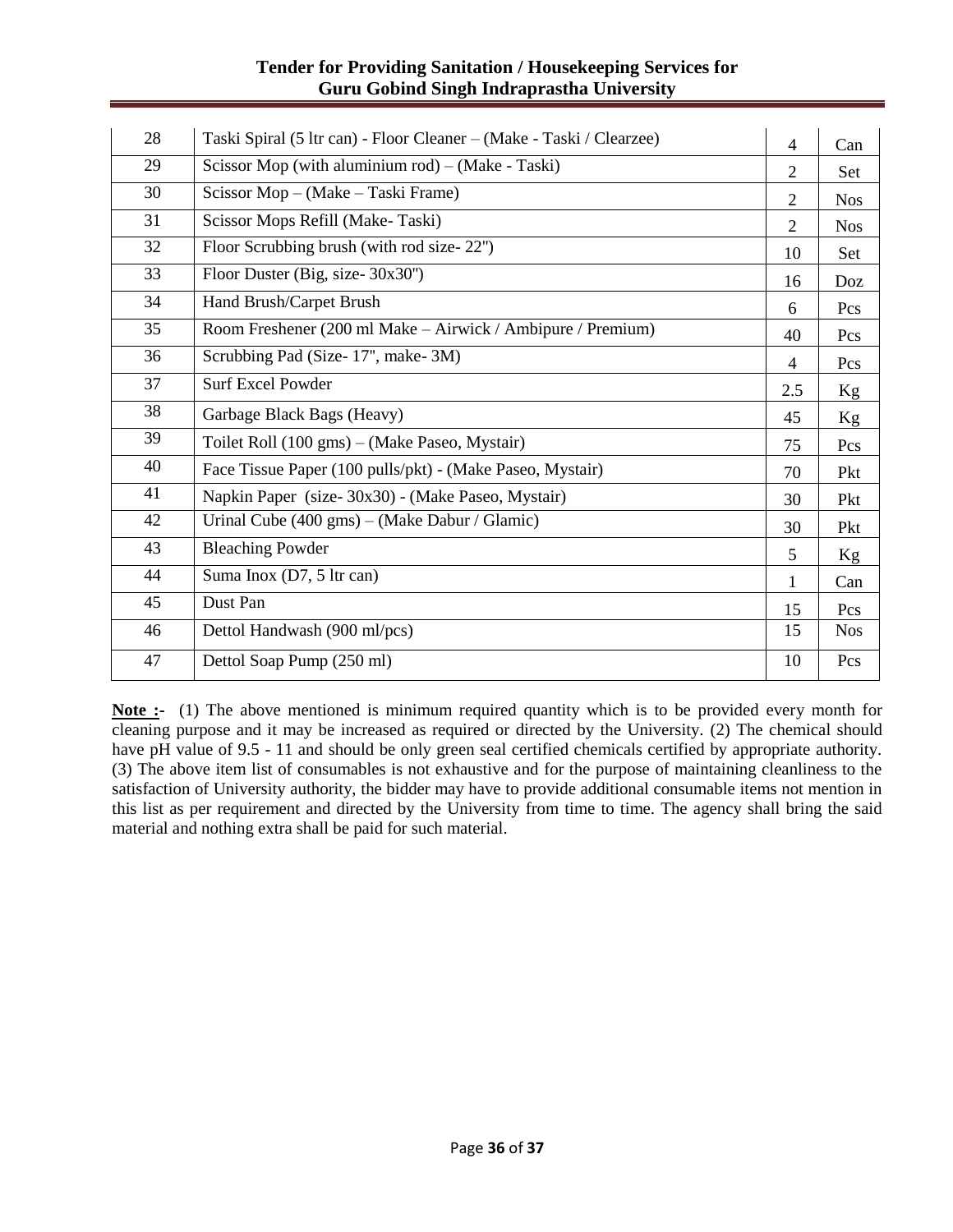| | | | |
|---|---|---|---|
| 28 | Taski Spiral (5 ltr can) - Floor Cleaner – (Make - Taski / Clearzee) | 4 | Can |
| 29 | Scissor Mop (with aluminium rod) – (Make - Taski) | 2 | Set |
| 30 | Scissor Mop – (Make – Taski Frame) | 2 | Nos |
| 31 | Scissor Mops Refill (Make- Taski) | 2 | Nos |
| 32 | Floor Scrubbing brush (with rod size- 22") | 10 | Set |
| 33 | Floor Duster (Big, size- 30x30") | 16 | Doz |
| 34 | Hand Brush/Carpet Brush | 6 | Pcs |
| 35 | Room Freshener (200 ml Make – Airwick / Ambipure / Premium) | 40 | Pcs |
| 36 | Scrubbing Pad (Size- 17", make- 3M) | 4 | Pcs |
| 37 | Surf Excel Powder | 2.5 | Kg |
| 38 | Garbage Black Bags (Heavy) | 45 | Kg |
| 39 | Toilet Roll (100 gms) – (Make Paseo, Mystair) | 75 | Pcs |
| 40 | Face Tissue Paper (100 pulls/pkt) - (Make Paseo, Mystair) | 70 | Pkt |
| 41 | Napkin Paper (size- 30x30) - (Make Paseo, Mystair) | 30 | Pkt |
| 42 | Urinal Cube (400 gms) – (Make Dabur / Glamic) | 30 | Pkt |
| 43 | Bleaching Powder | 5 | Kg |
| 44 | Suma Inox (D7, 5 ltr can) | 1 | Can |
| 45 | Dust Pan | 15 | Pcs |
| 46 | Dettol Handwash (900 ml/pcs) | 15 | Nos |
| 47 | Dettol Soap Pump (250 ml) | 10 | Pcs |

**Note :-** (1) The above mentioned is minimum required quantity which is to be provided every month for cleaning purpose and it may be increased as required or directed by the University. (2) The chemical should have pH value of 9.5 - 11 and should be only green seal certified chemicals certified by appropriate authority. (3) The above item list of consumables is not exhaustive and for the purpose of maintaining cleanliness to the satisfaction of University authority, the bidder may have to provide additional consumable items not mention in this list as per requirement and directed by the University from time to time. The agency shall bring the said material and nothing extra shall be paid for such material.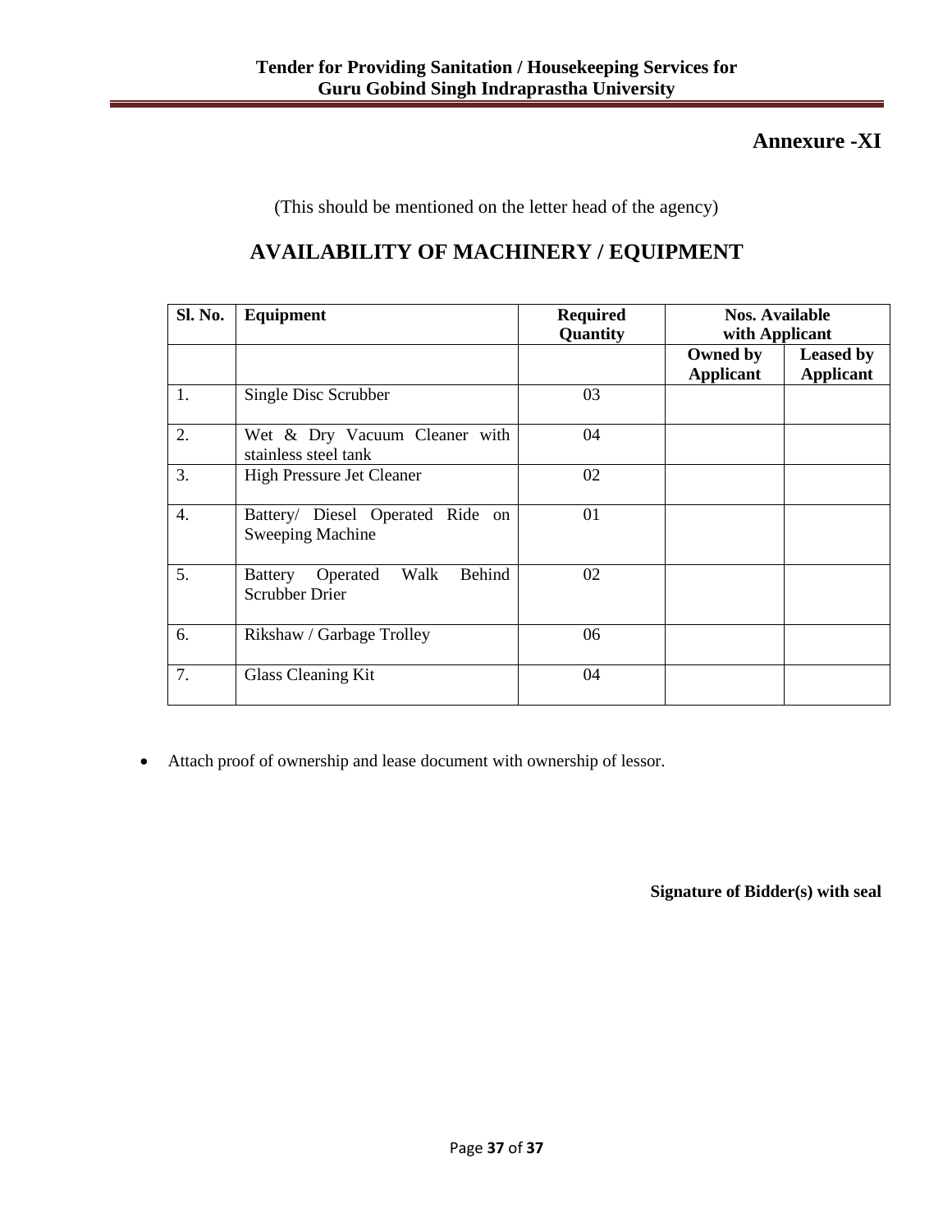## Annexure -XI

(This should be mentioned on the letter head of the agency)

# AVAILABILITY OF MACHINERY / EQUIPMENT

| Sl. No. | Equipment | Required Quantity | Nos. Available with Applicant | |
|---|---|---|---|---|
| | | | **Owned by Applicant** | **Leased by Applicant** |
| 1. | Single Disc Scrubber | 03 | | |
| 2. | Wet & Dry Vacuum Cleaner with stainless steel tank | 04 | | |
| 3. | High Pressure Jet Cleaner | 02 | | |
| 4. | Battery/ Diesel Operated Ride on Sweeping Machine | 01 | | |
| 5. | Battery Operated Walk Behind Scrubber Drier | 02 | | |
| 6. | Rikshaw / Garbage Trolley | 06 | | |
| 7. | Glass Cleaning Kit | 04 | | |

- Attach proof of ownership and lease document with ownership of lessor.

**Signature of Bidder(s) with seal**